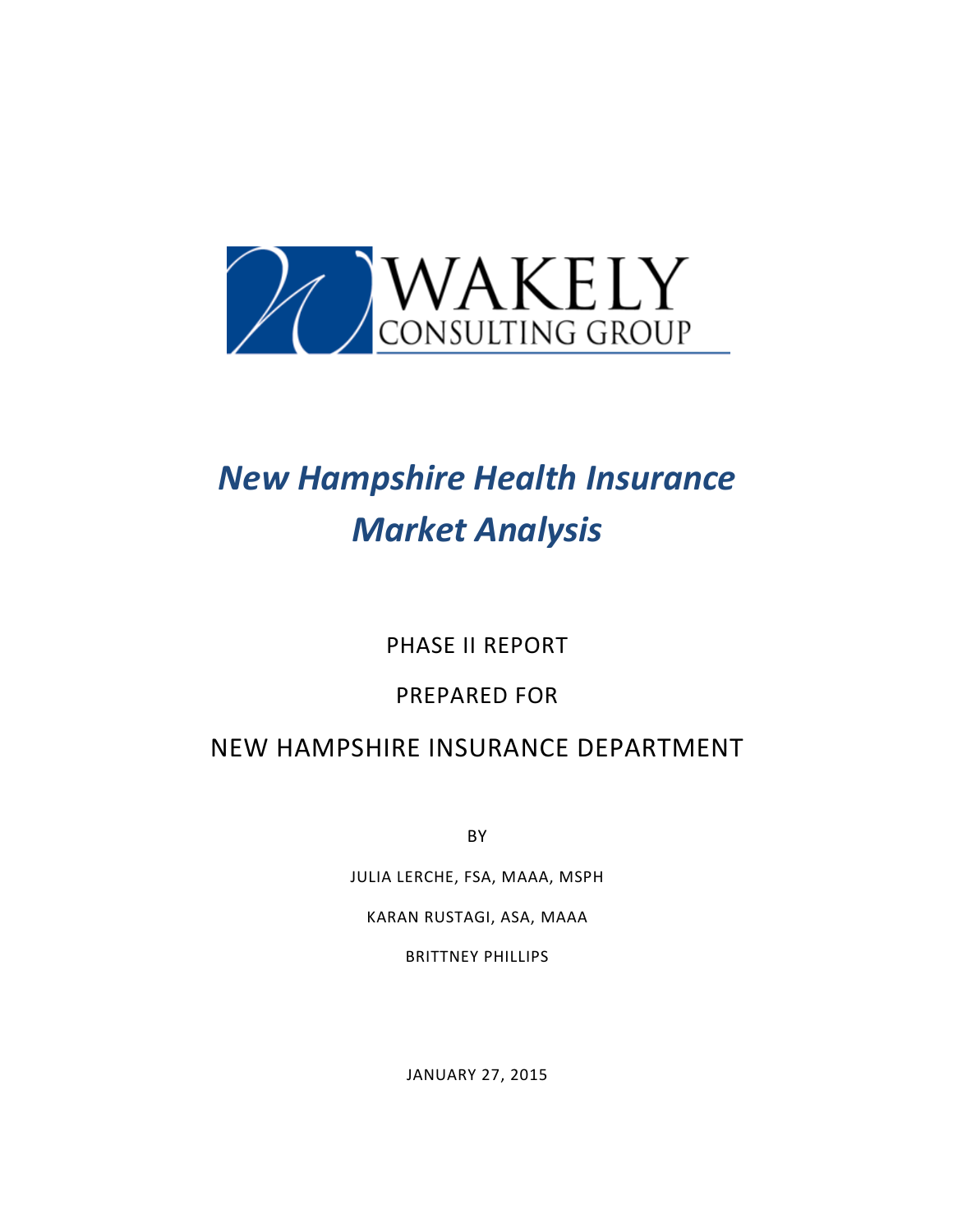WAKELY
CONSULTING GROUP

# *New Hampshire Health Insurance Market Analysis*

PHASE II REPORT

PREPARED FOR

NEW HAMPSHIRE INSURANCE DEPARTMENT

BY

JULIA LERCHE, FSA, MAAA, MSPH

KARAN RUSTAGI, ASA, MAAA

BRITTNEY PHILLIPS

JANUARY 27, 2015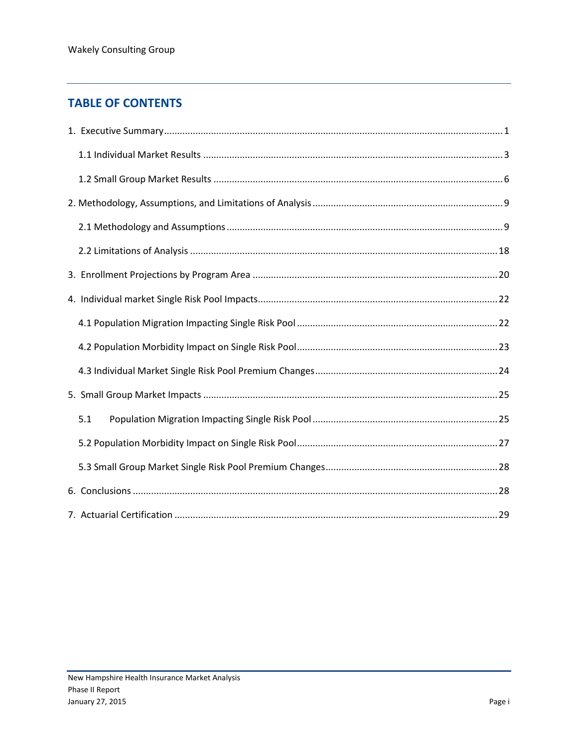# TABLE OF CONTENTS

1. Executive Summary ........ 1
   - 1.1 Individual Market Results ........ 3
   - 1.2 Small Group Market Results ........ 6
2. Methodology, Assumptions, and Limitations of Analysis ........ 9
   - 2.1 Methodology and Assumptions ........ 9
   - 2.2 Limitations of Analysis ........ 18
3. Enrollment Projections by Program Area ........ 20
4. Individual market Single Risk Pool Impacts ........ 22
   - 4.1 Population Migration Impacting Single Risk Pool ........ 22
   - 4.2 Population Morbidity Impact on Single Risk Pool ........ 23
   - 4.3 Individual Market Single Risk Pool Premium Changes ........ 24
5. Small Group Market Impacts ........ 25
   - 5.1 Population Migration Impacting Single Risk Pool ........ 25
   - 5.2 Population Morbidity Impact on Single Risk Pool ........ 27
   - 5.3 Small Group Market Single Risk Pool Premium Changes ........ 28
6. Conclusions ........ 28
7. Actuarial Certification ........ 29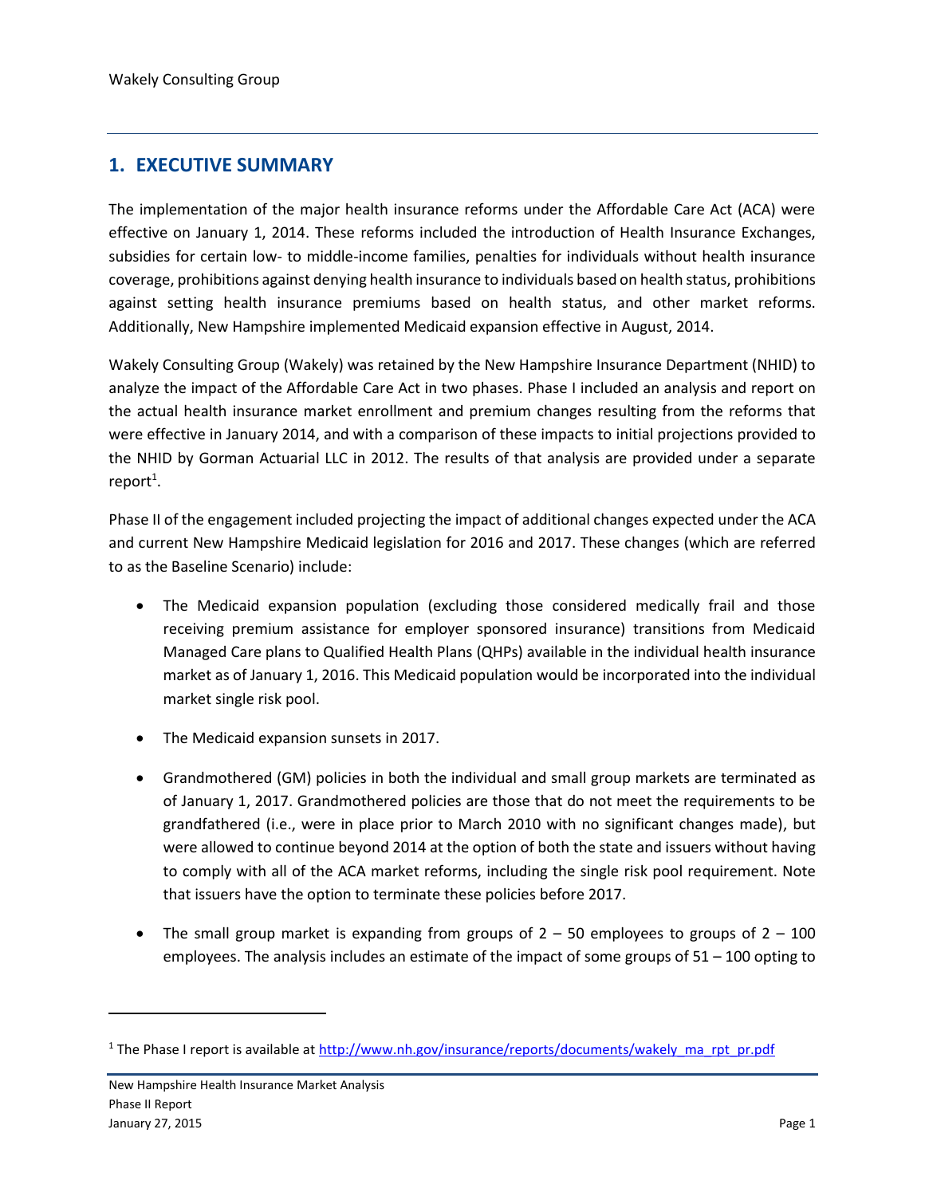## 1. EXECUTIVE SUMMARY

The implementation of the major health insurance reforms under the Affordable Care Act (ACA) were effective on January 1, 2014. These reforms included the introduction of Health Insurance Exchanges, subsidies for certain low- to middle-income families, penalties for individuals without health insurance coverage, prohibitions against denying health insurance to individuals based on health status, prohibitions against setting health insurance premiums based on health status, and other market reforms. Additionally, New Hampshire implemented Medicaid expansion effective in August, 2014.

Wakely Consulting Group (Wakely) was retained by the New Hampshire Insurance Department (NHID) to analyze the impact of the Affordable Care Act in two phases. Phase I included an analysis and report on the actual health insurance market enrollment and premium changes resulting from the reforms that were effective in January 2014, and with a comparison of these impacts to initial projections provided to the NHID by Gorman Actuarial LLC in 2012. The results of that analysis are provided under a separate report[1].

Phase II of the engagement included projecting the impact of additional changes expected under the ACA and current New Hampshire Medicaid legislation for 2016 and 2017. These changes (which are referred to as the Baseline Scenario) include:

- The Medicaid expansion population (excluding those considered medically frail and those receiving premium assistance for employer sponsored insurance) transitions from Medicaid Managed Care plans to Qualified Health Plans (QHPs) available in the individual health insurance market as of January 1, 2016. This Medicaid population would be incorporated into the individual market single risk pool.
- The Medicaid expansion sunsets in 2017.
- Grandmothered (GM) policies in both the individual and small group markets are terminated as of January 1, 2017. Grandmothered policies are those that do not meet the requirements to be grandfathered (i.e., were in place prior to March 2010 with no significant changes made), but were allowed to continue beyond 2014 at the option of both the state and issuers without having to comply with all of the ACA market reforms, including the single risk pool requirement. Note that issuers have the option to terminate these policies before 2017.
- The small group market is expanding from groups of 2 – 50 employees to groups of 2 – 100 employees. The analysis includes an estimate of the impact of some groups of 51 – 100 opting to

[1] The Phase I report is available at http://www.nh.gov/insurance/reports/documents/wakely_ma_rpt_pr.pdf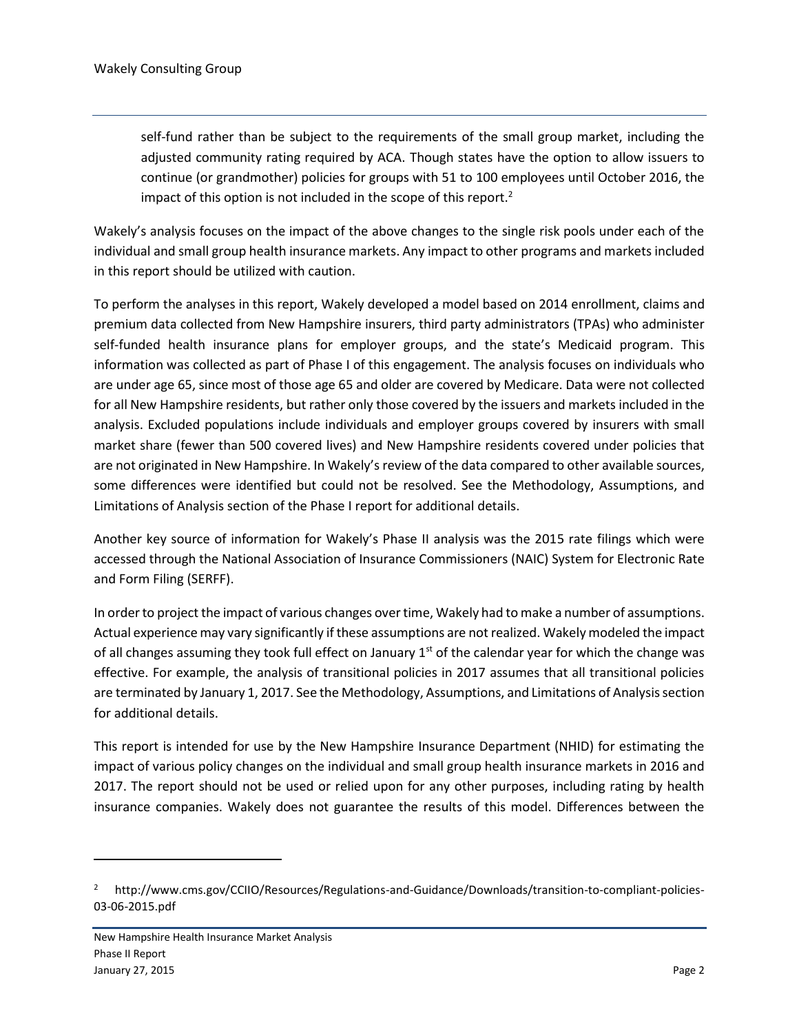self-fund rather than be subject to the requirements of the small group market, including the adjusted community rating required by ACA. Though states have the option to allow issuers to continue (or grandmother) policies for groups with 51 to 100 employees until October 2016, the impact of this option is not included in the scope of this report.[2]

Wakely's analysis focuses on the impact of the above changes to the single risk pools under each of the individual and small group health insurance markets. Any impact to other programs and markets included in this report should be utilized with caution.

To perform the analyses in this report, Wakely developed a model based on 2014 enrollment, claims and premium data collected from New Hampshire insurers, third party administrators (TPAs) who administer self-funded health insurance plans for employer groups, and the state's Medicaid program. This information was collected as part of Phase I of this engagement. The analysis focuses on individuals who are under age 65, since most of those age 65 and older are covered by Medicare. Data were not collected for all New Hampshire residents, but rather only those covered by the issuers and markets included in the analysis. Excluded populations include individuals and employer groups covered by insurers with small market share (fewer than 500 covered lives) and New Hampshire residents covered under policies that are not originated in New Hampshire. In Wakely's review of the data compared to other available sources, some differences were identified but could not be resolved. See the Methodology, Assumptions, and Limitations of Analysis section of the Phase I report for additional details.

Another key source of information for Wakely's Phase II analysis was the 2015 rate filings which were accessed through the National Association of Insurance Commissioners (NAIC) System for Electronic Rate and Form Filing (SERFF).

In order to project the impact of various changes over time, Wakely had to make a number of assumptions. Actual experience may vary significantly if these assumptions are not realized. Wakely modeled the impact of all changes assuming they took full effect on January 1st of the calendar year for which the change was effective. For example, the analysis of transitional policies in 2017 assumes that all transitional policies are terminated by January 1, 2017. See the Methodology, Assumptions, and Limitations of Analysis section for additional details.

This report is intended for use by the New Hampshire Insurance Department (NHID) for estimating the impact of various policy changes on the individual and small group health insurance markets in 2016 and 2017. The report should not be used or relied upon for any other purposes, including rating by health insurance companies. Wakely does not guarantee the results of this model. Differences between the

[2] http://www.cms.gov/CCIIO/Resources/Regulations-and-Guidance/Downloads/transition-to-compliant-policies-03-06-2015.pdf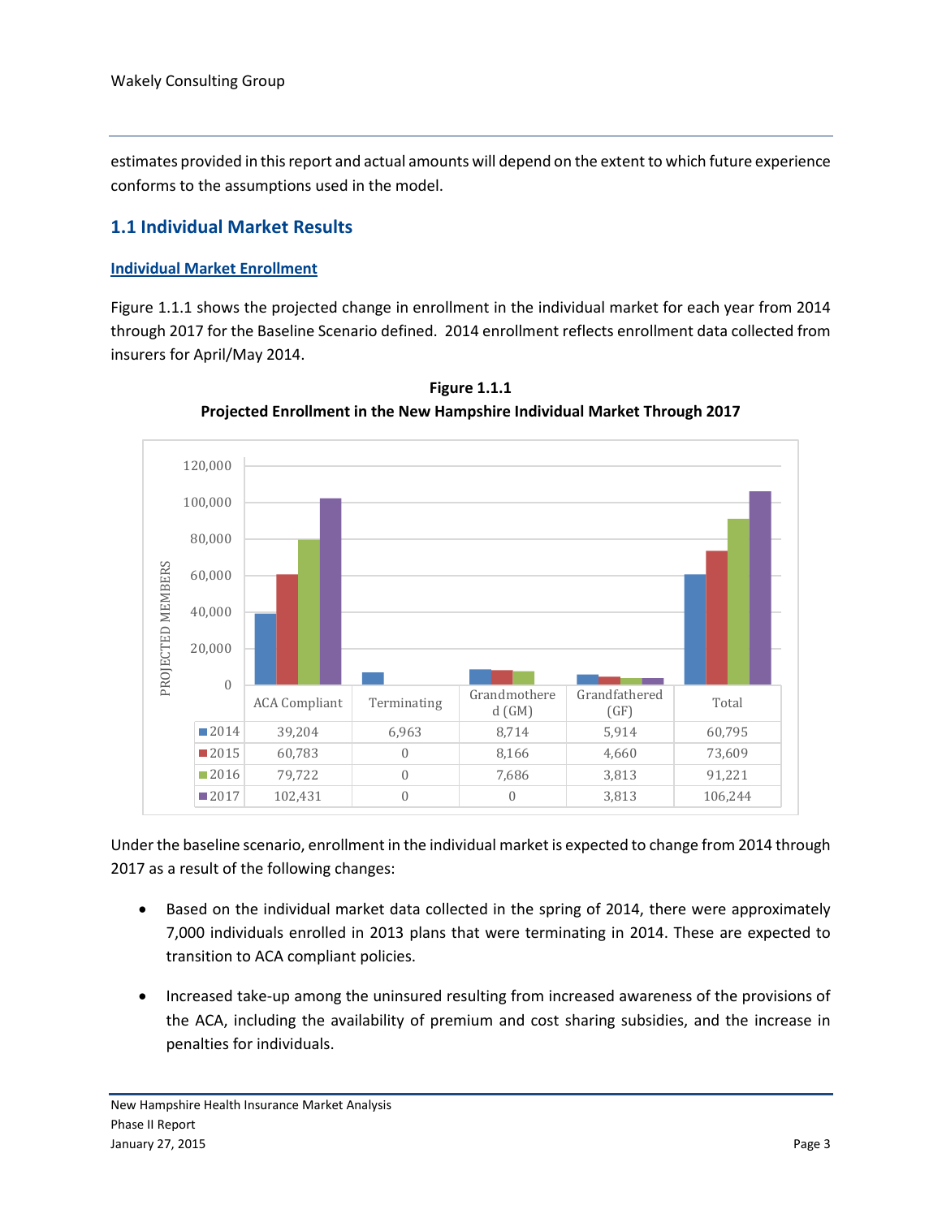estimates provided in this report and actual amounts will depend on the extent to which future experience conforms to the assumptions used in the model.

## 1.1 Individual Market Results

### Individual Market Enrollment

Figure 1.1.1 shows the projected change in enrollment in the individual market for each year from 2014 through 2017 for the Baseline Scenario defined. 2014 enrollment reflects enrollment data collected from insurers for April/May 2014.

**Figure 1.1.1**
**Projected Enrollment in the New Hampshire Individual Market Through 2017**

| | ACA Compliant | Terminating | Grandmothered (GM) | Grandfathered (GF) | Total |
|---|---|---|---|---|---|
| 2014 | 39,204 | 6,963 | 8,714 | 5,914 | 60,795 |
| 2015 | 60,783 | 0 | 8,166 | 4,660 | 73,609 |
| 2016 | 79,722 | 0 | 7,686 | 3,813 | 91,221 |
| 2017 | 102,431 | 0 | 0 | 3,813 | 106,244 |

Under the baseline scenario, enrollment in the individual market is expected to change from 2014 through 2017 as a result of the following changes:

- Based on the individual market data collected in the spring of 2014, there were approximately 7,000 individuals enrolled in 2013 plans that were terminating in 2014. These are expected to transition to ACA compliant policies.
- Increased take-up among the uninsured resulting from increased awareness of the provisions of the ACA, including the availability of premium and cost sharing subsidies, and the increase in penalties for individuals.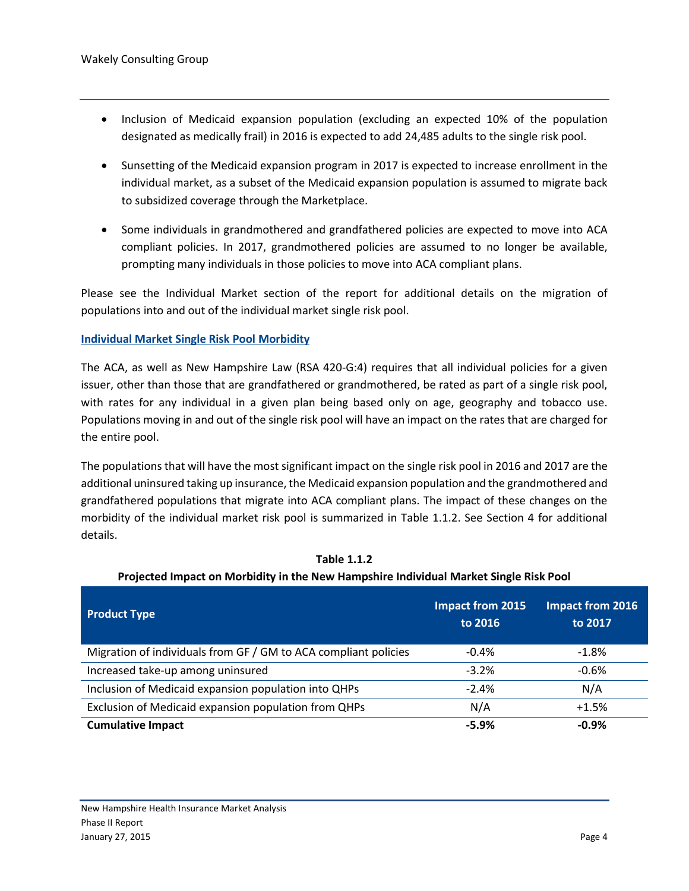- Inclusion of Medicaid expansion population (excluding an expected 10% of the population designated as medically frail) in 2016 is expected to add 24,485 adults to the single risk pool.
- Sunsetting of the Medicaid expansion program in 2017 is expected to increase enrollment in the individual market, as a subset of the Medicaid expansion population is assumed to migrate back to subsidized coverage through the Marketplace.
- Some individuals in grandmothered and grandfathered policies are expected to move into ACA compliant policies. In 2017, grandmothered policies are assumed to no longer be available, prompting many individuals in those policies to move into ACA compliant plans.

Please see the Individual Market section of the report for additional details on the migration of populations into and out of the individual market single risk pool.

### Individual Market Single Risk Pool Morbidity

The ACA, as well as New Hampshire Law (RSA 420-G:4) requires that all individual policies for a given issuer, other than those that are grandfathered or grandmothered, be rated as part of a single risk pool, with rates for any individual in a given plan being based only on age, geography and tobacco use. Populations moving in and out of the single risk pool will have an impact on the rates that are charged for the entire pool.

The populations that will have the most significant impact on the single risk pool in 2016 and 2017 are the additional uninsured taking up insurance, the Medicaid expansion population and the grandmothered and grandfathered populations that migrate into ACA compliant plans. The impact of these changes on the morbidity of the individual market risk pool is summarized in Table 1.1.2. See Section 4 for additional details.

**Table 1.1.2**
**Projected Impact on Morbidity in the New Hampshire Individual Market Single Risk Pool**

| Product Type | Impact from 2015 to 2016 | Impact from 2016 to 2017 |
|---|---|---|
| Migration of individuals from GF / GM to ACA compliant policies | -0.4% | -1.8% |
| Increased take-up among uninsured | -3.2% | -0.6% |
| Inclusion of Medicaid expansion population into QHPs | -2.4% | N/A |
| Exclusion of Medicaid expansion population from QHPs | N/A | +1.5% |
| **Cumulative Impact** | **-5.9%** | **-0.9%** |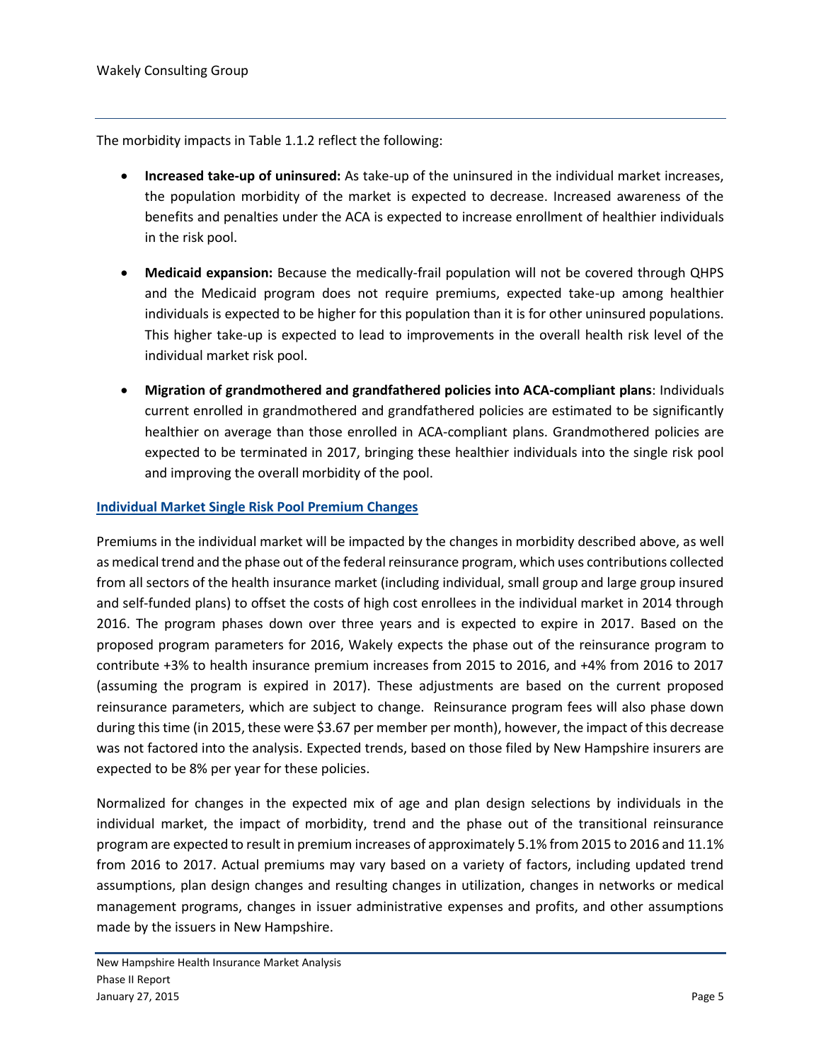The morbidity impacts in Table 1.1.2 reflect the following:

- **Increased take-up of uninsured:** As take-up of the uninsured in the individual market increases, the population morbidity of the market is expected to decrease. Increased awareness of the benefits and penalties under the ACA is expected to increase enrollment of healthier individuals in the risk pool.
- **Medicaid expansion:** Because the medically-frail population will not be covered through QHPS and the Medicaid program does not require premiums, expected take-up among healthier individuals is expected to be higher for this population than it is for other uninsured populations. This higher take-up is expected to lead to improvements in the overall health risk level of the individual market risk pool.
- **Migration of grandmothered and grandfathered policies into ACA-compliant plans**: Individuals current enrolled in grandmothered and grandfathered policies are estimated to be significantly healthier on average than those enrolled in ACA-compliant plans. Grandmothered policies are expected to be terminated in 2017, bringing these healthier individuals into the single risk pool and improving the overall morbidity of the pool.

## Individual Market Single Risk Pool Premium Changes

Premiums in the individual market will be impacted by the changes in morbidity described above, as well as medical trend and the phase out of the federal reinsurance program, which uses contributions collected from all sectors of the health insurance market (including individual, small group and large group insured and self-funded plans) to offset the costs of high cost enrollees in the individual market in 2014 through 2016. The program phases down over three years and is expected to expire in 2017. Based on the proposed program parameters for 2016, Wakely expects the phase out of the reinsurance program to contribute +3% to health insurance premium increases from 2015 to 2016, and +4% from 2016 to 2017 (assuming the program is expired in 2017). These adjustments are based on the current proposed reinsurance parameters, which are subject to change. Reinsurance program fees will also phase down during this time (in 2015, these were $3.67 per member per month), however, the impact of this decrease was not factored into the analysis. Expected trends, based on those filed by New Hampshire insurers are expected to be 8% per year for these policies.

Normalized for changes in the expected mix of age and plan design selections by individuals in the individual market, the impact of morbidity, trend and the phase out of the transitional reinsurance program are expected to result in premium increases of approximately 5.1% from 2015 to 2016 and 11.1% from 2016 to 2017. Actual premiums may vary based on a variety of factors, including updated trend assumptions, plan design changes and resulting changes in utilization, changes in networks or medical management programs, changes in issuer administrative expenses and profits, and other assumptions made by the issuers in New Hampshire.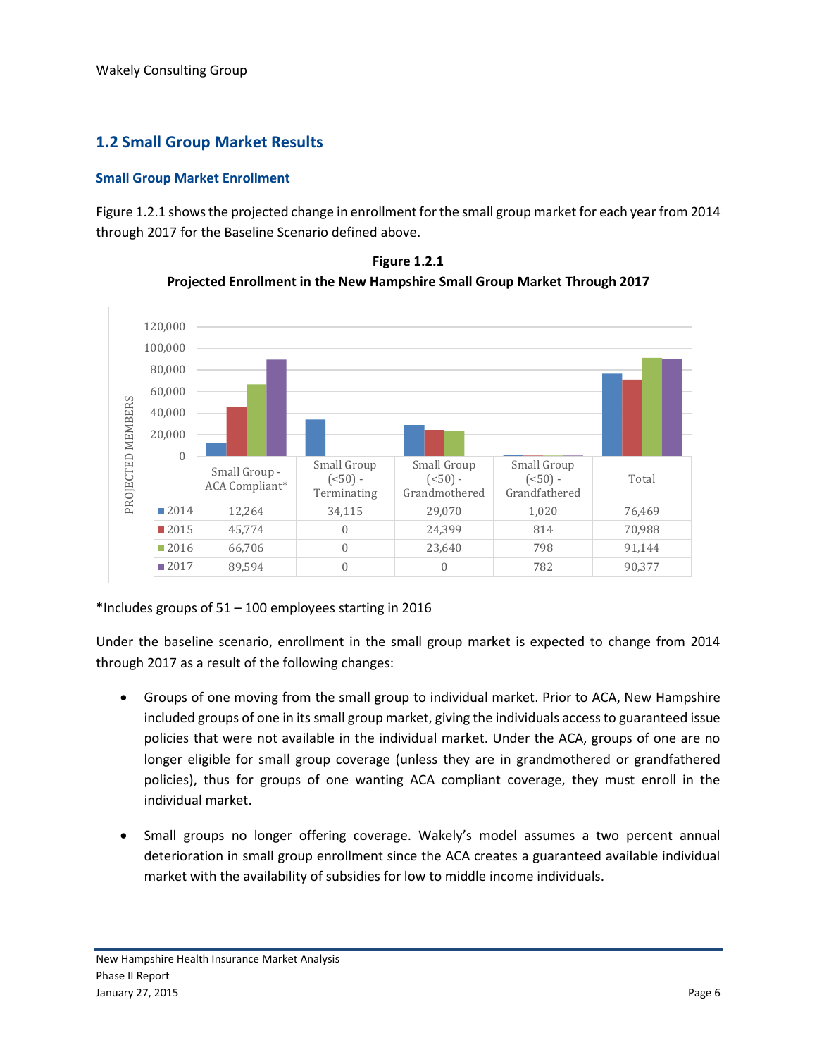## 1.2 Small Group Market Results

### Small Group Market Enrollment

Figure 1.2.1 shows the projected change in enrollment for the small group market for each year from 2014 through 2017 for the Baseline Scenario defined above.

**Figure 1.2.1**
**Projected Enrollment in the New Hampshire Small Group Market Through 2017**

| | Small Group - ACA Compliant* | Small Group (<50) - Terminating | Small Group (<50) - Grandmothered | Small Group (<50) - Grandfathered | Total |
|---|---|---|---|---|---|
| 2014 | 12,264 | 34,115 | 29,070 | 1,020 | 76,469 |
| 2015 | 45,774 | 0 | 24,399 | 814 | 70,988 |
| 2016 | 66,706 | 0 | 23,640 | 798 | 91,144 |
| 2017 | 89,594 | 0 | 0 | 782 | 90,377 |

*Includes groups of 51 – 100 employees starting in 2016

Under the baseline scenario, enrollment in the small group market is expected to change from 2014 through 2017 as a result of the following changes:

- Groups of one moving from the small group to individual market. Prior to ACA, New Hampshire included groups of one in its small group market, giving the individuals access to guaranteed issue policies that were not available in the individual market. Under the ACA, groups of one are no longer eligible for small group coverage (unless they are in grandmothered or grandfathered policies), thus for groups of one wanting ACA compliant coverage, they must enroll in the individual market.

- Small groups no longer offering coverage. Wakely's model assumes a two percent annual deterioration in small group enrollment since the ACA creates a guaranteed available individual market with the availability of subsidies for low to middle income individuals.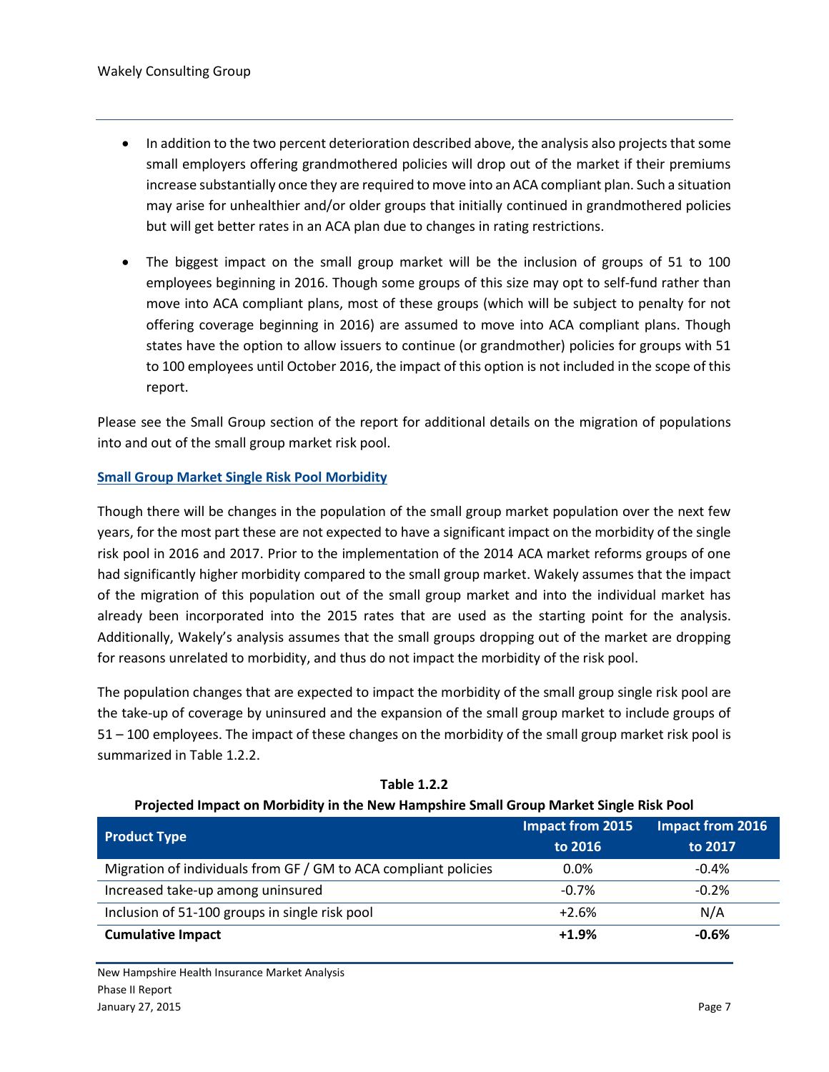- In addition to the two percent deterioration described above, the analysis also projects that some small employers offering grandmothered policies will drop out of the market if their premiums increase substantially once they are required to move into an ACA compliant plan. Such a situation may arise for unhealthier and/or older groups that initially continued in grandmothered policies but will get better rates in an ACA plan due to changes in rating restrictions.
- The biggest impact on the small group market will be the inclusion of groups of 51 to 100 employees beginning in 2016. Though some groups of this size may opt to self-fund rather than move into ACA compliant plans, most of these groups (which will be subject to penalty for not offering coverage beginning in 2016) are assumed to move into ACA compliant plans. Though states have the option to allow issuers to continue (or grandmother) policies for groups with 51 to 100 employees until October 2016, the impact of this option is not included in the scope of this report.

Please see the Small Group section of the report for additional details on the migration of populations into and out of the small group market risk pool.

### Small Group Market Single Risk Pool Morbidity

Though there will be changes in the population of the small group market population over the next few years, for the most part these are not expected to have a significant impact on the morbidity of the single risk pool in 2016 and 2017. Prior to the implementation of the 2014 ACA market reforms groups of one had significantly higher morbidity compared to the small group market. Wakely assumes that the impact of the migration of this population out of the small group market and into the individual market has already been incorporated into the 2015 rates that are used as the starting point for the analysis. Additionally, Wakely's analysis assumes that the small groups dropping out of the market are dropping for reasons unrelated to morbidity, and thus do not impact the morbidity of the risk pool.

The population changes that are expected to impact the morbidity of the small group single risk pool are the take-up of coverage by uninsured and the expansion of the small group market to include groups of 51 – 100 employees. The impact of these changes on the morbidity of the small group market risk pool is summarized in Table 1.2.2.

**Table 1.2.2**
**Projected Impact on Morbidity in the New Hampshire Small Group Market Single Risk Pool**

| Product Type | Impact from 2015 to 2016 | Impact from 2016 to 2017 |
|---|---|---|
| Migration of individuals from GF / GM to ACA compliant policies | 0.0% | -0.4% |
| Increased take-up among uninsured | -0.7% | -0.2% |
| Inclusion of 51-100 groups in single risk pool | +2.6% | N/A |
| **Cumulative Impact** | **+1.9%** | **-0.6%** |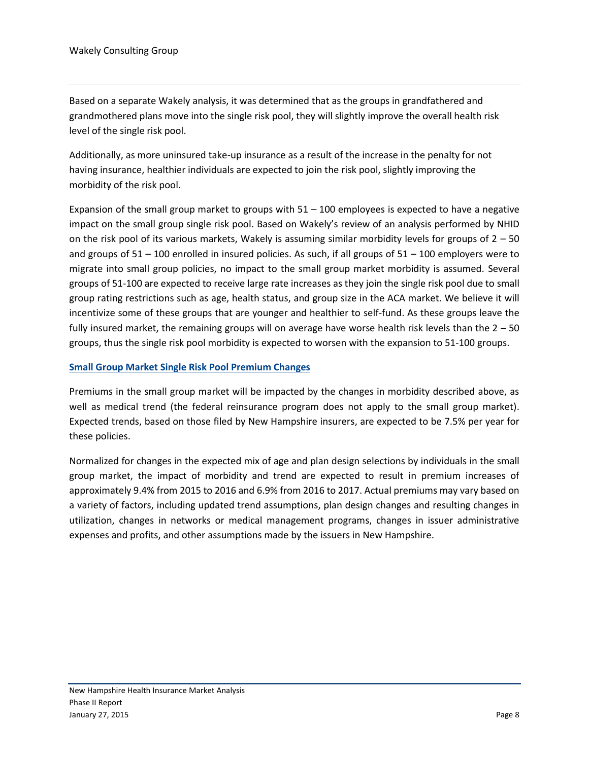Based on a separate Wakely analysis, it was determined that as the groups in grandfathered and grandmothered plans move into the single risk pool, they will slightly improve the overall health risk level of the single risk pool.

Additionally, as more uninsured take-up insurance as a result of the increase in the penalty for not having insurance, healthier individuals are expected to join the risk pool, slightly improving the morbidity of the risk pool.

Expansion of the small group market to groups with 51 – 100 employees is expected to have a negative impact on the small group single risk pool. Based on Wakely's review of an analysis performed by NHID on the risk pool of its various markets, Wakely is assuming similar morbidity levels for groups of 2 – 50 and groups of 51 – 100 enrolled in insured policies. As such, if all groups of 51 – 100 employers were to migrate into small group policies, no impact to the small group market morbidity is assumed. Several groups of 51-100 are expected to receive large rate increases as they join the single risk pool due to small group rating restrictions such as age, health status, and group size in the ACA market. We believe it will incentivize some of these groups that are younger and healthier to self-fund. As these groups leave the fully insured market, the remaining groups will on average have worse health risk levels than the 2 – 50 groups, thus the single risk pool morbidity is expected to worsen with the expansion to 51-100 groups.

## Small Group Market Single Risk Pool Premium Changes

Premiums in the small group market will be impacted by the changes in morbidity described above, as well as medical trend (the federal reinsurance program does not apply to the small group market). Expected trends, based on those filed by New Hampshire insurers, are expected to be 7.5% per year for these policies.

Normalized for changes in the expected mix of age and plan design selections by individuals in the small group market, the impact of morbidity and trend are expected to result in premium increases of approximately 9.4% from 2015 to 2016 and 6.9% from 2016 to 2017. Actual premiums may vary based on a variety of factors, including updated trend assumptions, plan design changes and resulting changes in utilization, changes in networks or medical management programs, changes in issuer administrative expenses and profits, and other assumptions made by the issuers in New Hampshire.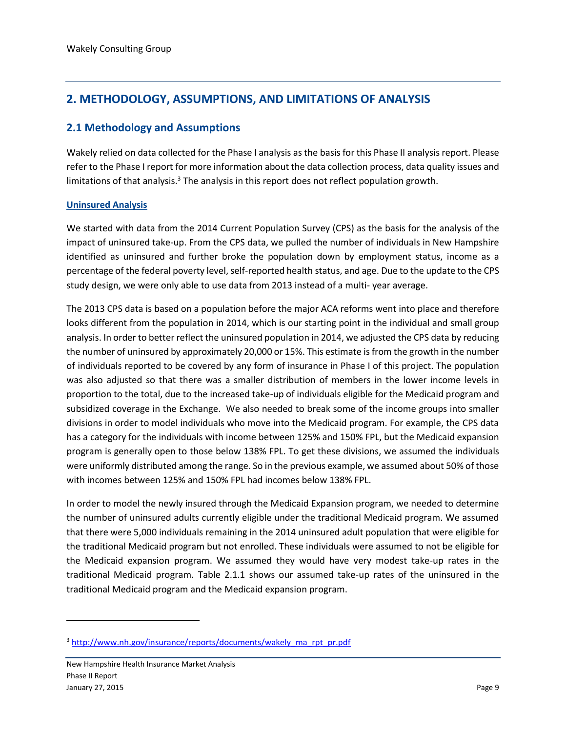## 2. METHODOLOGY, ASSUMPTIONS, AND LIMITATIONS OF ANALYSIS

### 2.1 Methodology and Assumptions

Wakely relied on data collected for the Phase I analysis as the basis for this Phase II analysis report. Please refer to the Phase I report for more information about the data collection process, data quality issues and limitations of that analysis.[3] The analysis in this report does not reflect population growth.

#### Uninsured Analysis

We started with data from the 2014 Current Population Survey (CPS) as the basis for the analysis of the impact of uninsured take-up. From the CPS data, we pulled the number of individuals in New Hampshire identified as uninsured and further broke the population down by employment status, income as a percentage of the federal poverty level, self-reported health status, and age. Due to the update to the CPS study design, we were only able to use data from 2013 instead of a multi- year average.

The 2013 CPS data is based on a population before the major ACA reforms went into place and therefore looks different from the population in 2014, which is our starting point in the individual and small group analysis. In order to better reflect the uninsured population in 2014, we adjusted the CPS data by reducing the number of uninsured by approximately 20,000 or 15%. This estimate is from the growth in the number of individuals reported to be covered by any form of insurance in Phase I of this project. The population was also adjusted so that there was a smaller distribution of members in the lower income levels in proportion to the total, due to the increased take-up of individuals eligible for the Medicaid program and subsidized coverage in the Exchange. We also needed to break some of the income groups into smaller divisions in order to model individuals who move into the Medicaid program. For example, the CPS data has a category for the individuals with income between 125% and 150% FPL, but the Medicaid expansion program is generally open to those below 138% FPL. To get these divisions, we assumed the individuals were uniformly distributed among the range. So in the previous example, we assumed about 50% of those with incomes between 125% and 150% FPL had incomes below 138% FPL.

In order to model the newly insured through the Medicaid Expansion program, we needed to determine the number of uninsured adults currently eligible under the traditional Medicaid program. We assumed that there were 5,000 individuals remaining in the 2014 uninsured adult population that were eligible for the traditional Medicaid program but not enrolled. These individuals were assumed to not be eligible for the Medicaid expansion program. We assumed they would have very modest take-up rates in the traditional Medicaid program. Table 2.1.1 shows our assumed take-up rates of the uninsured in the traditional Medicaid program and the Medicaid expansion program.

---

[3] http://www.nh.gov/insurance/reports/documents/wakely_ma_rpt_pr.pdf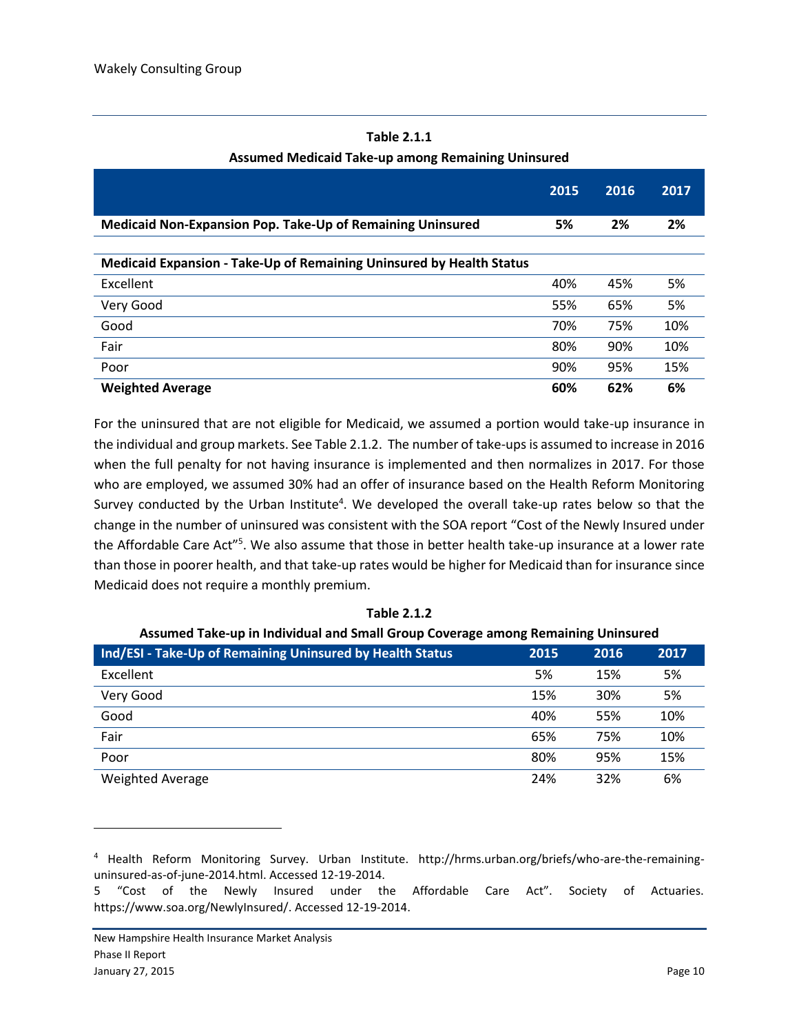**Table 2.1.1**

**Assumed Medicaid Take-up among Remaining Uninsured**

| | 2015 | 2016 | 2017 |
|---|---|---|---|
| **Medicaid Non-Expansion Pop. Take-Up of Remaining Uninsured** | **5%** | **2%** | **2%** |
| | | | |
| **Medicaid Expansion - Take-Up of Remaining Uninsured by Health Status** | | | |
| Excellent | 40% | 45% | 5% |
| Very Good | 55% | 65% | 5% |
| Good | 70% | 75% | 10% |
| Fair | 80% | 90% | 10% |
| Poor | 90% | 95% | 15% |
| **Weighted Average** | **60%** | **62%** | **6%** |

For the uninsured that are not eligible for Medicaid, we assumed a portion would take-up insurance in the individual and group markets. See Table 2.1.2. The number of take-ups is assumed to increase in 2016 when the full penalty for not having insurance is implemented and then normalizes in 2017. For those who are employed, we assumed 30% had an offer of insurance based on the Health Reform Monitoring Survey conducted by the Urban Institute[4]. We developed the overall take-up rates below so that the change in the number of uninsured was consistent with the SOA report "Cost of the Newly Insured under the Affordable Care Act"[5]. We also assume that those in better health take-up insurance at a lower rate than those in poorer health, and that take-up rates would be higher for Medicaid than for insurance since Medicaid does not require a monthly premium.

**Table 2.1.2**

**Assumed Take-up in Individual and Small Group Coverage among Remaining Uninsured**

| Ind/ESI - Take-Up of Remaining Uninsured by Health Status | 2015 | 2016 | 2017 |
|---|---|---|---|
| Excellent | 5% | 15% | 5% |
| Very Good | 15% | 30% | 5% |
| Good | 40% | 55% | 10% |
| Fair | 65% | 75% | 10% |
| Poor | 80% | 95% | 15% |
| Weighted Average | 24% | 32% | 6% |

---

[4] Health Reform Monitoring Survey. Urban Institute. http://hrms.urban.org/briefs/who-are-the-remaining-uninsured-as-of-june-2014.html. Accessed 12-19-2014.

[5] "Cost of the Newly Insured under the Affordable Care Act". Society of Actuaries. https://www.soa.org/NewlyInsured/. Accessed 12-19-2014.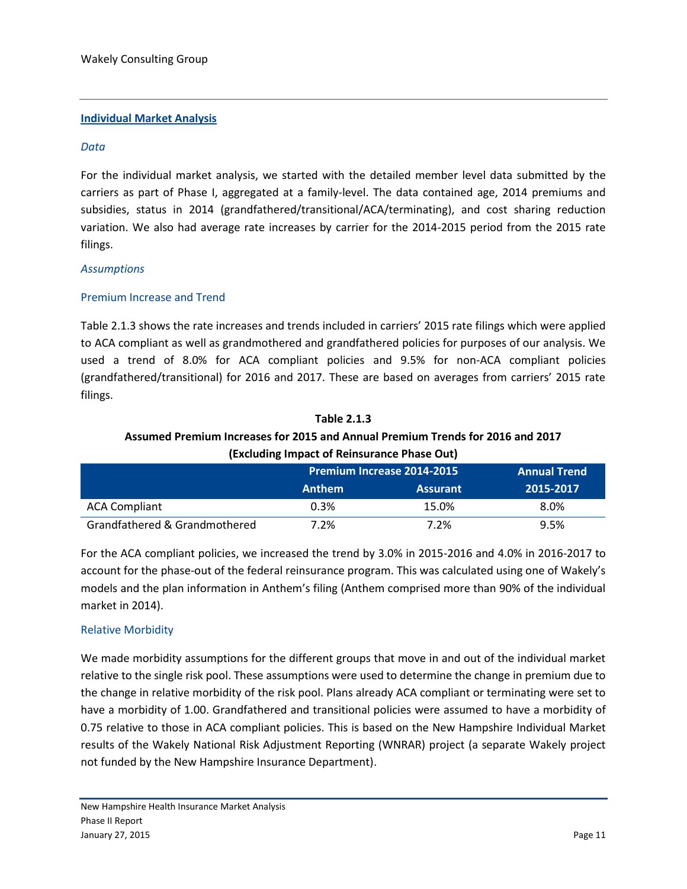## Individual Market Analysis

*Data*

For the individual market analysis, we started with the detailed member level data submitted by the carriers as part of Phase I, aggregated at a family-level. The data contained age, 2014 premiums and subsidies, status in 2014 (grandfathered/transitional/ACA/terminating), and cost sharing reduction variation. We also had average rate increases by carrier for the 2014-2015 period from the 2015 rate filings.

*Assumptions*

### Premium Increase and Trend

Table 2.1.3 shows the rate increases and trends included in carriers' 2015 rate filings which were applied to ACA compliant as well as grandmothered and grandfathered policies for purposes of our analysis. We used a trend of 8.0% for ACA compliant policies and 9.5% for non-ACA compliant policies (grandfathered/transitional) for 2016 and 2017. These are based on averages from carriers' 2015 rate filings.

**Table 2.1.3**
**Assumed Premium Increases for 2015 and Annual Premium Trends for 2016 and 2017**
**(Excluding Impact of Reinsurance Phase Out)**

| | Premium Increase 2014-2015 | | Annual Trend |
|---|---|---|---|
| | Anthem | Assurant | 2015-2017 |
| ACA Compliant | 0.3% | 15.0% | 8.0% |
| Grandfathered & Grandmothered | 7.2% | 7.2% | 9.5% |

For the ACA compliant policies, we increased the trend by 3.0% in 2015-2016 and 4.0% in 2016-2017 to account for the phase-out of the federal reinsurance program. This was calculated using one of Wakely's models and the plan information in Anthem's filing (Anthem comprised more than 90% of the individual market in 2014).

### Relative Morbidity

We made morbidity assumptions for the different groups that move in and out of the individual market relative to the single risk pool. These assumptions were used to determine the change in premium due to the change in relative morbidity of the risk pool. Plans already ACA compliant or terminating were set to have a morbidity of 1.00. Grandfathered and transitional policies were assumed to have a morbidity of 0.75 relative to those in ACA compliant policies. This is based on the New Hampshire Individual Market results of the Wakely National Risk Adjustment Reporting (WNRAR) project (a separate Wakely project not funded by the New Hampshire Insurance Department).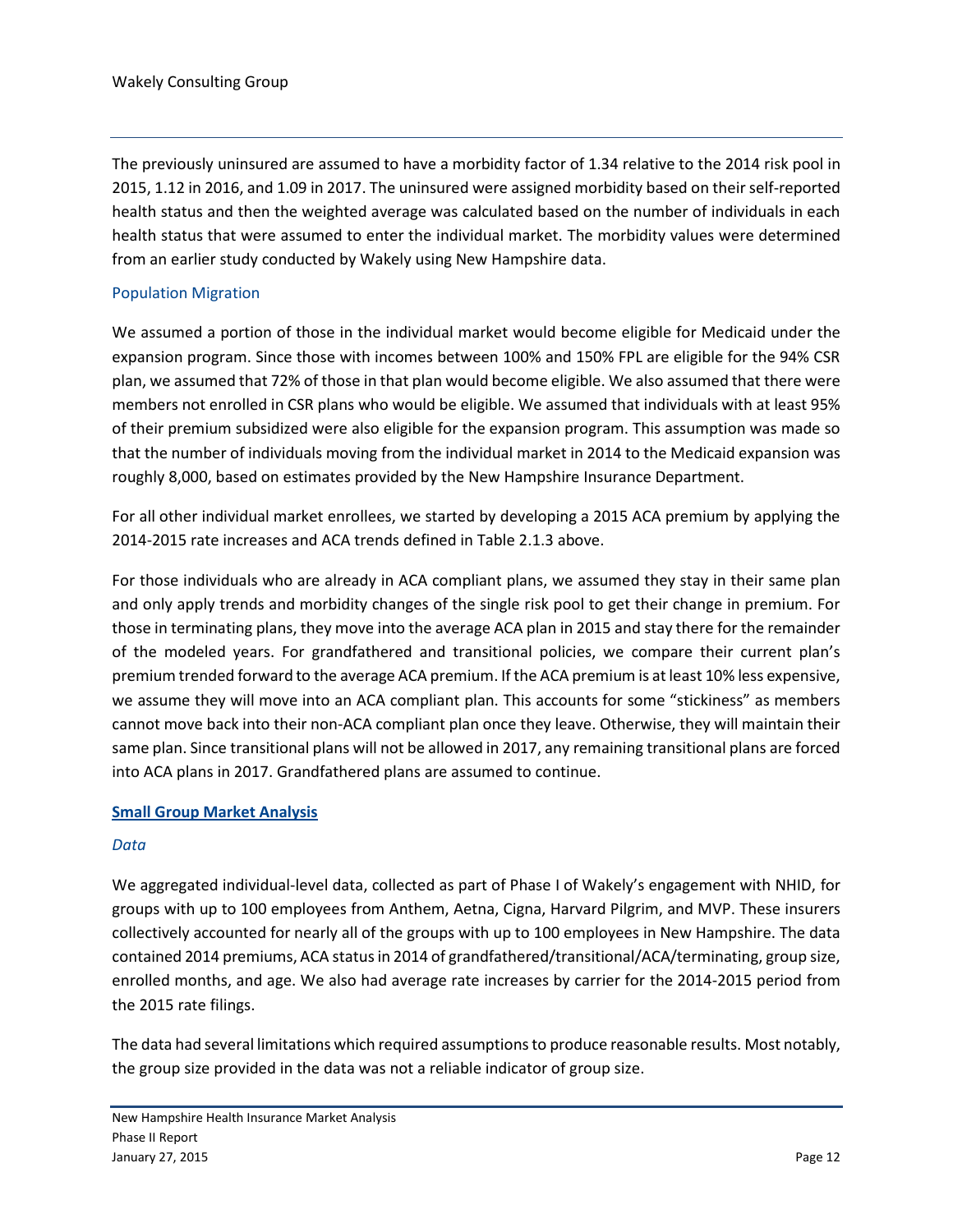The previously uninsured are assumed to have a morbidity factor of 1.34 relative to the 2014 risk pool in 2015, 1.12 in 2016, and 1.09 in 2017. The uninsured were assigned morbidity based on their self-reported health status and then the weighted average was calculated based on the number of individuals in each health status that were assumed to enter the individual market. The morbidity values were determined from an earlier study conducted by Wakely using New Hampshire data.

### Population Migration

We assumed a portion of those in the individual market would become eligible for Medicaid under the expansion program. Since those with incomes between 100% and 150% FPL are eligible for the 94% CSR plan, we assumed that 72% of those in that plan would become eligible. We also assumed that there were members not enrolled in CSR plans who would be eligible. We assumed that individuals with at least 95% of their premium subsidized were also eligible for the expansion program. This assumption was made so that the number of individuals moving from the individual market in 2014 to the Medicaid expansion was roughly 8,000, based on estimates provided by the New Hampshire Insurance Department.

For all other individual market enrollees, we started by developing a 2015 ACA premium by applying the 2014-2015 rate increases and ACA trends defined in Table 2.1.3 above.

For those individuals who are already in ACA compliant plans, we assumed they stay in their same plan and only apply trends and morbidity changes of the single risk pool to get their change in premium. For those in terminating plans, they move into the average ACA plan in 2015 and stay there for the remainder of the modeled years. For grandfathered and transitional policies, we compare their current plan's premium trended forward to the average ACA premium. If the ACA premium is at least 10% less expensive, we assume they will move into an ACA compliant plan. This accounts for some "stickiness" as members cannot move back into their non-ACA compliant plan once they leave. Otherwise, they will maintain their same plan. Since transitional plans will not be allowed in 2017, any remaining transitional plans are forced into ACA plans in 2017. Grandfathered plans are assumed to continue.

## Small Group Market Analysis

*Data*

We aggregated individual-level data, collected as part of Phase I of Wakely's engagement with NHID, for groups with up to 100 employees from Anthem, Aetna, Cigna, Harvard Pilgrim, and MVP. These insurers collectively accounted for nearly all of the groups with up to 100 employees in New Hampshire. The data contained 2014 premiums, ACA status in 2014 of grandfathered/transitional/ACA/terminating, group size, enrolled months, and age. We also had average rate increases by carrier for the 2014-2015 period from the 2015 rate filings.

The data had several limitations which required assumptions to produce reasonable results. Most notably, the group size provided in the data was not a reliable indicator of group size.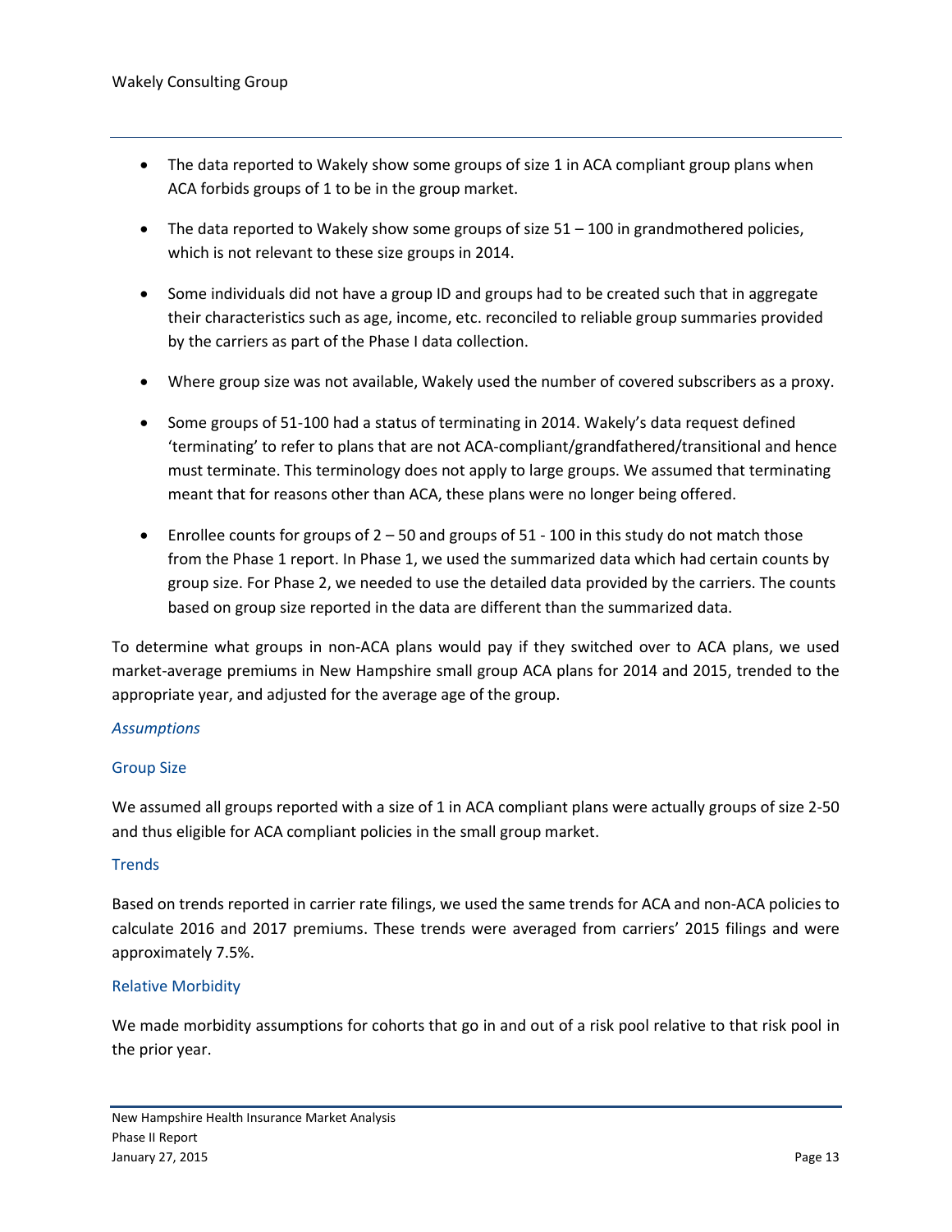- The data reported to Wakely show some groups of size 1 in ACA compliant group plans when ACA forbids groups of 1 to be in the group market.
- The data reported to Wakely show some groups of size 51 – 100 in grandmothered policies, which is not relevant to these size groups in 2014.
- Some individuals did not have a group ID and groups had to be created such that in aggregate their characteristics such as age, income, etc. reconciled to reliable group summaries provided by the carriers as part of the Phase I data collection.
- Where group size was not available, Wakely used the number of covered subscribers as a proxy.
- Some groups of 51-100 had a status of terminating in 2014. Wakely's data request defined 'terminating' to refer to plans that are not ACA-compliant/grandfathered/transitional and hence must terminate. This terminology does not apply to large groups. We assumed that terminating meant that for reasons other than ACA, these plans were no longer being offered.
- Enrollee counts for groups of 2 – 50 and groups of 51 - 100 in this study do not match those from the Phase 1 report. In Phase 1, we used the summarized data which had certain counts by group size. For Phase 2, we needed to use the detailed data provided by the carriers. The counts based on group size reported in the data are different than the summarized data.

To determine what groups in non-ACA plans would pay if they switched over to ACA plans, we used market-average premiums in New Hampshire small group ACA plans for 2014 and 2015, trended to the appropriate year, and adjusted for the average age of the group.

*Assumptions*

### Group Size

We assumed all groups reported with a size of 1 in ACA compliant plans were actually groups of size 2-50 and thus eligible for ACA compliant policies in the small group market.

### Trends

Based on trends reported in carrier rate filings, we used the same trends for ACA and non-ACA policies to calculate 2016 and 2017 premiums. These trends were averaged from carriers' 2015 filings and were approximately 7.5%.

### Relative Morbidity

We made morbidity assumptions for cohorts that go in and out of a risk pool relative to that risk pool in the prior year.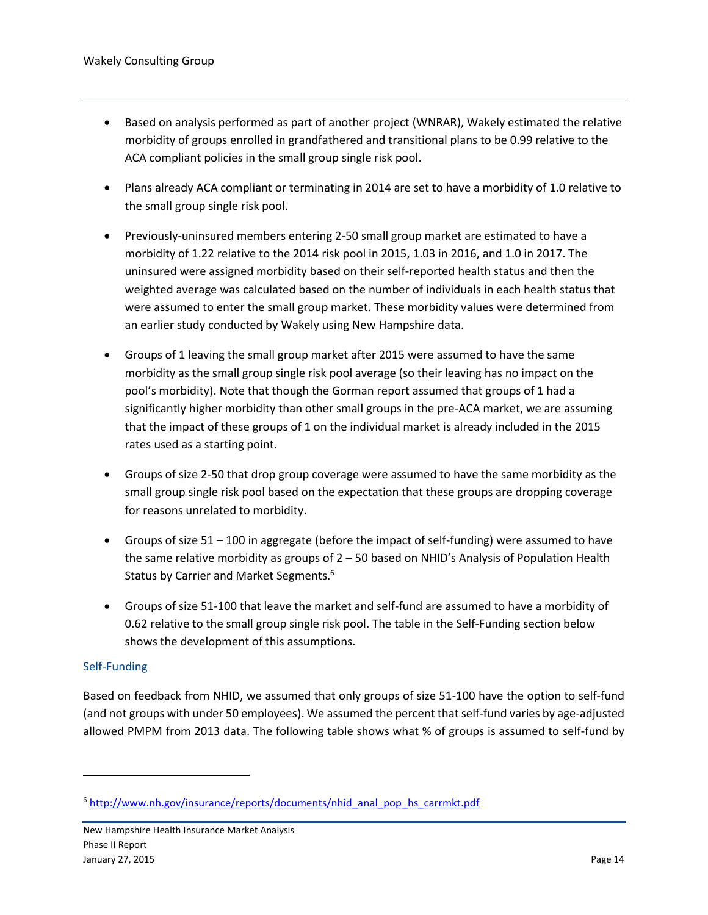- Based on analysis performed as part of another project (WNRAR), Wakely estimated the relative morbidity of groups enrolled in grandfathered and transitional plans to be 0.99 relative to the ACA compliant policies in the small group single risk pool.

- Plans already ACA compliant or terminating in 2014 are set to have a morbidity of 1.0 relative to the small group single risk pool.

- Previously-uninsured members entering 2-50 small group market are estimated to have a morbidity of 1.22 relative to the 2014 risk pool in 2015, 1.03 in 2016, and 1.0 in 2017. The uninsured were assigned morbidity based on their self-reported health status and then the weighted average was calculated based on the number of individuals in each health status that were assumed to enter the small group market. These morbidity values were determined from an earlier study conducted by Wakely using New Hampshire data.

- Groups of 1 leaving the small group market after 2015 were assumed to have the same morbidity as the small group single risk pool average (so their leaving has no impact on the pool's morbidity). Note that though the Gorman report assumed that groups of 1 had a significantly higher morbidity than other small groups in the pre-ACA market, we are assuming that the impact of these groups of 1 on the individual market is already included in the 2015 rates used as a starting point.

- Groups of size 2-50 that drop group coverage were assumed to have the same morbidity as the small group single risk pool based on the expectation that these groups are dropping coverage for reasons unrelated to morbidity.

- Groups of size 51 – 100 in aggregate (before the impact of self-funding) were assumed to have the same relative morbidity as groups of 2 – 50 based on NHID's Analysis of Population Health Status by Carrier and Market Segments.[6]

- Groups of size 51-100 that leave the market and self-fund are assumed to have a morbidity of 0.62 relative to the small group single risk pool. The table in the Self-Funding section below shows the development of this assumptions.

### Self-Funding

Based on feedback from NHID, we assumed that only groups of size 51-100 have the option to self-fund (and not groups with under 50 employees). We assumed the percent that self-fund varies by age-adjusted allowed PMPM from 2013 data. The following table shows what % of groups is assumed to self-fund by

[6] http://www.nh.gov/insurance/reports/documents/nhid_anal_pop_hs_carrmkt.pdf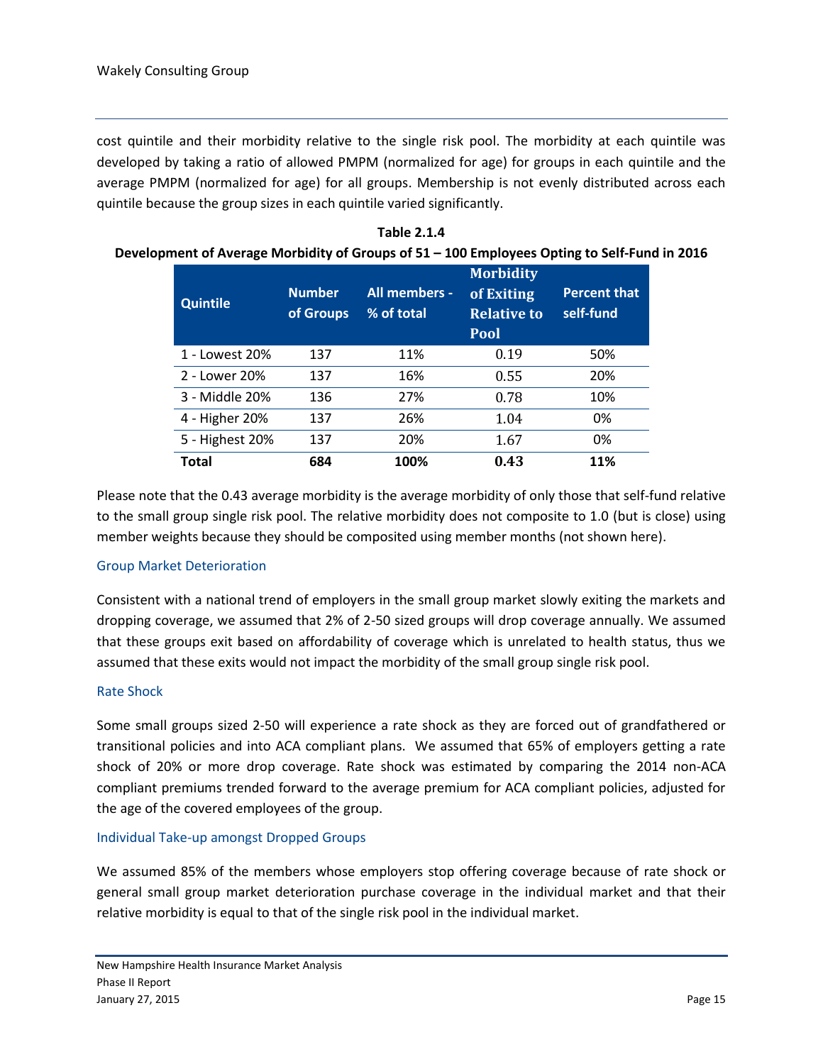cost quintile and their morbidity relative to the single risk pool. The morbidity at each quintile was developed by taking a ratio of allowed PMPM (normalized for age) for groups in each quintile and the average PMPM (normalized for age) for all groups. Membership is not evenly distributed across each quintile because the group sizes in each quintile varied significantly.

**Table 2.1.4**
**Development of Average Morbidity of Groups of 51 – 100 Employees Opting to Self-Fund in 2016**

| Quintile | Number of Groups | All members - % of total | Morbidity of Exiting Relative to Pool | Percent that self-fund |
|---|---|---|---|---|
| 1 - Lowest 20% | 137 | 11% | 0.19 | 50% |
| 2 - Lower 20% | 137 | 16% | 0.55 | 20% |
| 3 - Middle 20% | 136 | 27% | 0.78 | 10% |
| 4 - Higher 20% | 137 | 26% | 1.04 | 0% |
| 5 - Highest 20% | 137 | 20% | 1.67 | 0% |
| **Total** | **684** | **100%** | **0.43** | **11%** |

Please note that the 0.43 average morbidity is the average morbidity of only those that self-fund relative to the small group single risk pool. The relative morbidity does not composite to 1.0 (but is close) using member weights because they should be composited using member months (not shown here).

### Group Market Deterioration

Consistent with a national trend of employers in the small group market slowly exiting the markets and dropping coverage, we assumed that 2% of 2-50 sized groups will drop coverage annually. We assumed that these groups exit based on affordability of coverage which is unrelated to health status, thus we assumed that these exits would not impact the morbidity of the small group single risk pool.

### Rate Shock

Some small groups sized 2-50 will experience a rate shock as they are forced out of grandfathered or transitional policies and into ACA compliant plans. We assumed that 65% of employers getting a rate shock of 20% or more drop coverage. Rate shock was estimated by comparing the 2014 non-ACA compliant premiums trended forward to the average premium for ACA compliant policies, adjusted for the age of the covered employees of the group.

### Individual Take-up amongst Dropped Groups

We assumed 85% of the members whose employers stop offering coverage because of rate shock or general small group market deterioration purchase coverage in the individual market and that their relative morbidity is equal to that of the single risk pool in the individual market.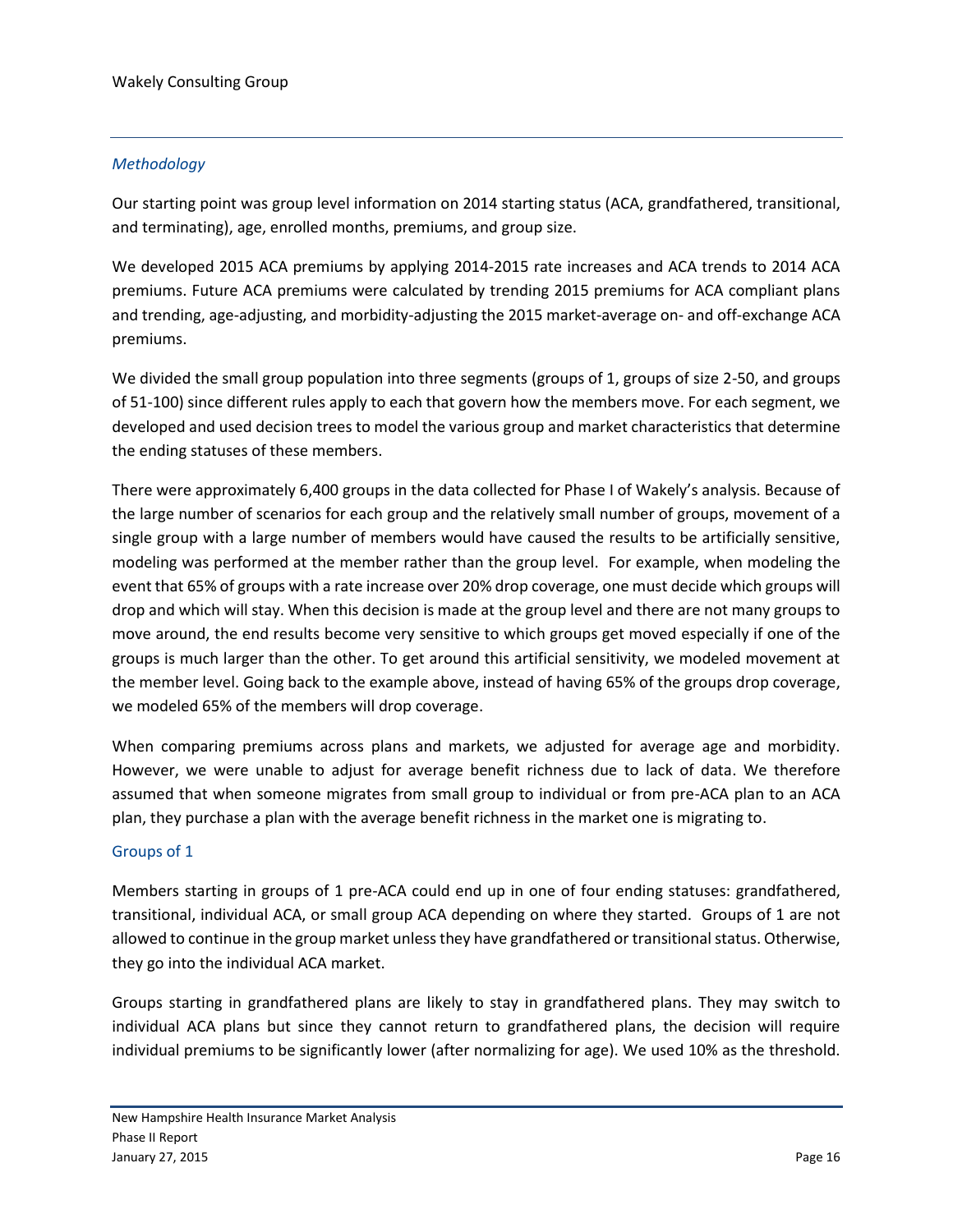### *Methodology*

Our starting point was group level information on 2014 starting status (ACA, grandfathered, transitional, and terminating), age, enrolled months, premiums, and group size.

We developed 2015 ACA premiums by applying 2014-2015 rate increases and ACA trends to 2014 ACA premiums. Future ACA premiums were calculated by trending 2015 premiums for ACA compliant plans and trending, age-adjusting, and morbidity-adjusting the 2015 market-average on- and off-exchange ACA premiums.

We divided the small group population into three segments (groups of 1, groups of size 2-50, and groups of 51-100) since different rules apply to each that govern how the members move. For each segment, we developed and used decision trees to model the various group and market characteristics that determine the ending statuses of these members.

There were approximately 6,400 groups in the data collected for Phase I of Wakely's analysis. Because of the large number of scenarios for each group and the relatively small number of groups, movement of a single group with a large number of members would have caused the results to be artificially sensitive, modeling was performed at the member rather than the group level. For example, when modeling the event that 65% of groups with a rate increase over 20% drop coverage, one must decide which groups will drop and which will stay. When this decision is made at the group level and there are not many groups to move around, the end results become very sensitive to which groups get moved especially if one of the groups is much larger than the other. To get around this artificial sensitivity, we modeled movement at the member level. Going back to the example above, instead of having 65% of the groups drop coverage, we modeled 65% of the members will drop coverage.

When comparing premiums across plans and markets, we adjusted for average age and morbidity. However, we were unable to adjust for average benefit richness due to lack of data. We therefore assumed that when someone migrates from small group to individual or from pre-ACA plan to an ACA plan, they purchase a plan with the average benefit richness in the market one is migrating to.

#### Groups of 1

Members starting in groups of 1 pre-ACA could end up in one of four ending statuses: grandfathered, transitional, individual ACA, or small group ACA depending on where they started. Groups of 1 are not allowed to continue in the group market unless they have grandfathered or transitional status. Otherwise, they go into the individual ACA market.

Groups starting in grandfathered plans are likely to stay in grandfathered plans. They may switch to individual ACA plans but since they cannot return to grandfathered plans, the decision will require individual premiums to be significantly lower (after normalizing for age). We used 10% as the threshold.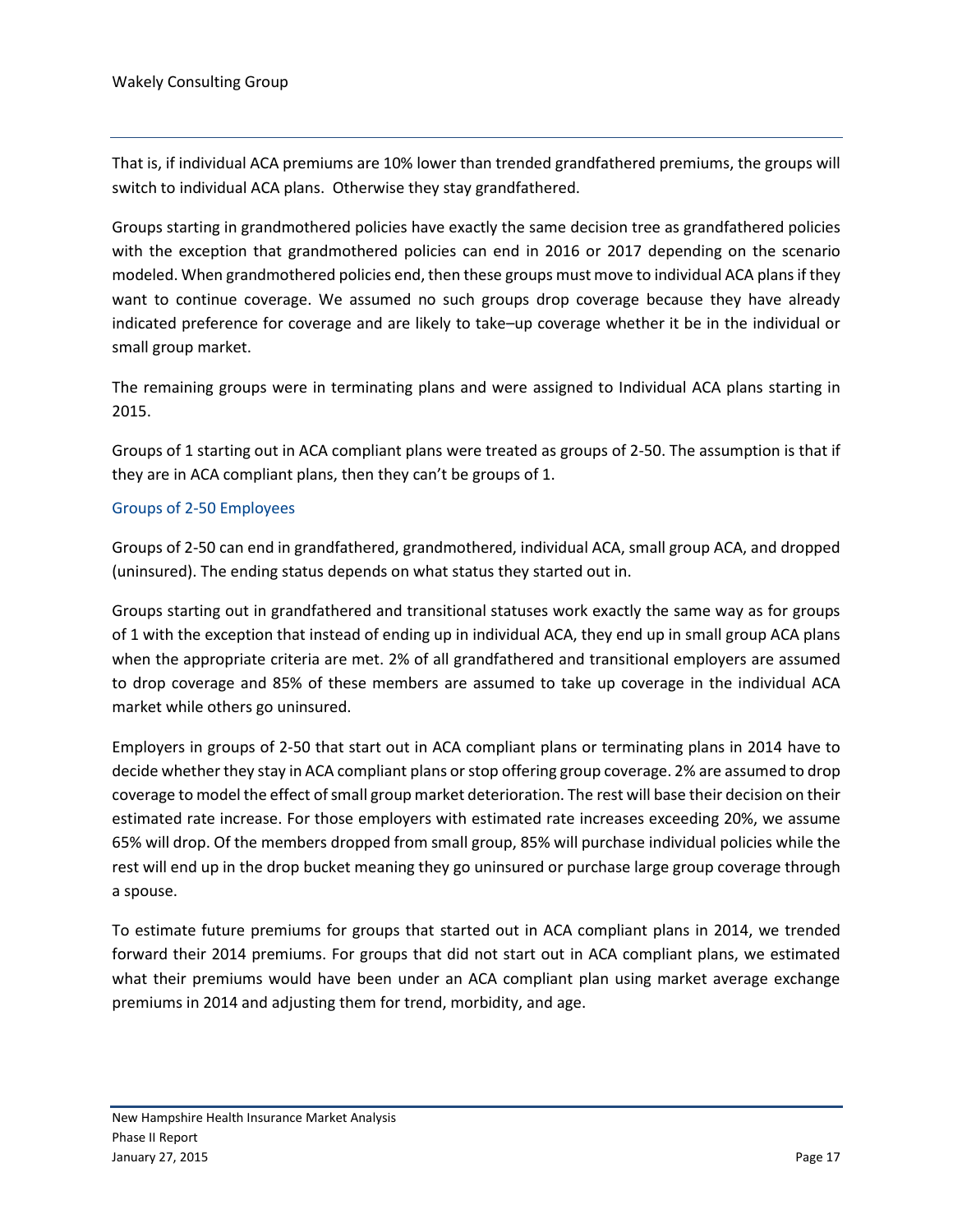That is, if individual ACA premiums are 10% lower than trended grandfathered premiums, the groups will switch to individual ACA plans. Otherwise they stay grandfathered.

Groups starting in grandmothered policies have exactly the same decision tree as grandfathered policies with the exception that grandmothered policies can end in 2016 or 2017 depending on the scenario modeled. When grandmothered policies end, then these groups must move to individual ACA plans if they want to continue coverage. We assumed no such groups drop coverage because they have already indicated preference for coverage and are likely to take–up coverage whether it be in the individual or small group market.

The remaining groups were in terminating plans and were assigned to Individual ACA plans starting in 2015.

Groups of 1 starting out in ACA compliant plans were treated as groups of 2-50. The assumption is that if they are in ACA compliant plans, then they can't be groups of 1.

### Groups of 2-50 Employees

Groups of 2-50 can end in grandfathered, grandmothered, individual ACA, small group ACA, and dropped (uninsured). The ending status depends on what status they started out in.

Groups starting out in grandfathered and transitional statuses work exactly the same way as for groups of 1 with the exception that instead of ending up in individual ACA, they end up in small group ACA plans when the appropriate criteria are met. 2% of all grandfathered and transitional employers are assumed to drop coverage and 85% of these members are assumed to take up coverage in the individual ACA market while others go uninsured.

Employers in groups of 2-50 that start out in ACA compliant plans or terminating plans in 2014 have to decide whether they stay in ACA compliant plans or stop offering group coverage. 2% are assumed to drop coverage to model the effect of small group market deterioration. The rest will base their decision on their estimated rate increase. For those employers with estimated rate increases exceeding 20%, we assume 65% will drop. Of the members dropped from small group, 85% will purchase individual policies while the rest will end up in the drop bucket meaning they go uninsured or purchase large group coverage through a spouse.

To estimate future premiums for groups that started out in ACA compliant plans in 2014, we trended forward their 2014 premiums. For groups that did not start out in ACA compliant plans, we estimated what their premiums would have been under an ACA compliant plan using market average exchange premiums in 2014 and adjusting them for trend, morbidity, and age.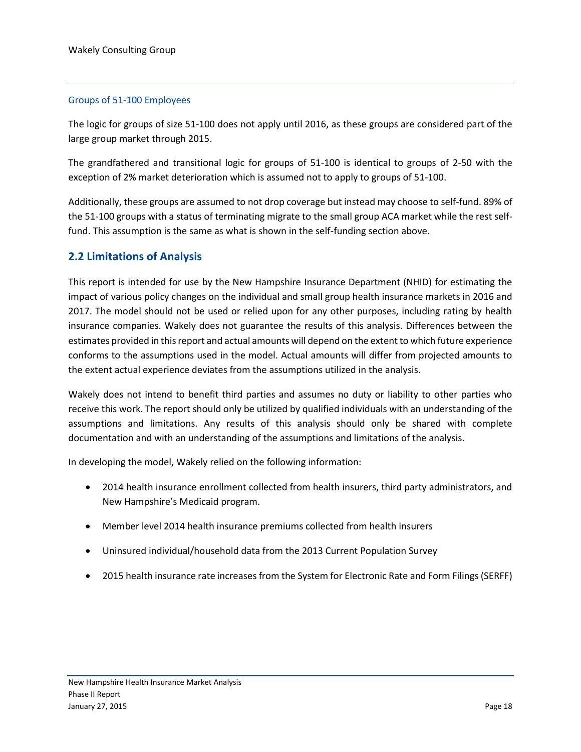### Groups of 51-100 Employees

The logic for groups of size 51-100 does not apply until 2016, as these groups are considered part of the large group market through 2015.

The grandfathered and transitional logic for groups of 51-100 is identical to groups of 2-50 with the exception of 2% market deterioration which is assumed not to apply to groups of 51-100.

Additionally, these groups are assumed to not drop coverage but instead may choose to self-fund. 89% of the 51-100 groups with a status of terminating migrate to the small group ACA market while the rest self-fund. This assumption is the same as what is shown in the self-funding section above.

## 2.2 Limitations of Analysis

This report is intended for use by the New Hampshire Insurance Department (NHID) for estimating the impact of various policy changes on the individual and small group health insurance markets in 2016 and 2017. The model should not be used or relied upon for any other purposes, including rating by health insurance companies. Wakely does not guarantee the results of this analysis. Differences between the estimates provided in this report and actual amounts will depend on the extent to which future experience conforms to the assumptions used in the model. Actual amounts will differ from projected amounts to the extent actual experience deviates from the assumptions utilized in the analysis.

Wakely does not intend to benefit third parties and assumes no duty or liability to other parties who receive this work. The report should only be utilized by qualified individuals with an understanding of the assumptions and limitations. Any results of this analysis should only be shared with complete documentation and with an understanding of the assumptions and limitations of the analysis.

In developing the model, Wakely relied on the following information:

- 2014 health insurance enrollment collected from health insurers, third party administrators, and New Hampshire's Medicaid program.
- Member level 2014 health insurance premiums collected from health insurers
- Uninsured individual/household data from the 2013 Current Population Survey
- 2015 health insurance rate increases from the System for Electronic Rate and Form Filings (SERFF)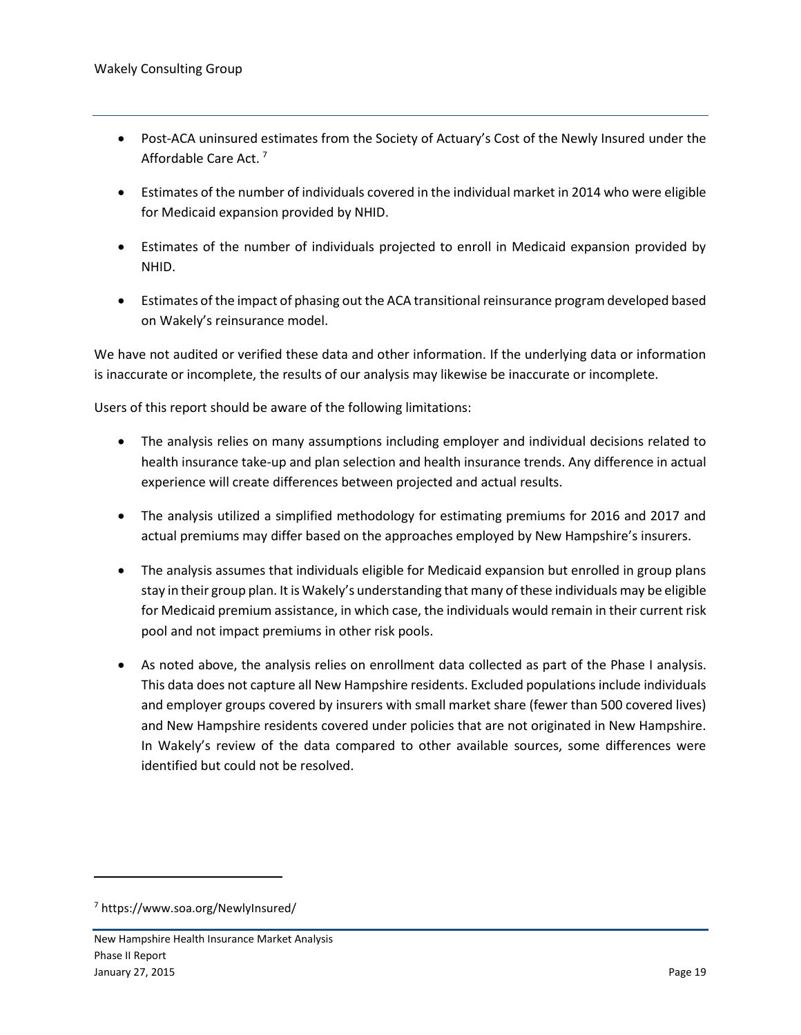- Post-ACA uninsured estimates from the Society of Actuary's Cost of the Newly Insured under the Affordable Care Act. [7]

- Estimates of the number of individuals covered in the individual market in 2014 who were eligible for Medicaid expansion provided by NHID.

- Estimates of the number of individuals projected to enroll in Medicaid expansion provided by NHID.

- Estimates of the impact of phasing out the ACA transitional reinsurance program developed based on Wakely's reinsurance model.

We have not audited or verified these data and other information. If the underlying data or information is inaccurate or incomplete, the results of our analysis may likewise be inaccurate or incomplete.

Users of this report should be aware of the following limitations:

- The analysis relies on many assumptions including employer and individual decisions related to health insurance take-up and plan selection and health insurance trends. Any difference in actual experience will create differences between projected and actual results.

- The analysis utilized a simplified methodology for estimating premiums for 2016 and 2017 and actual premiums may differ based on the approaches employed by New Hampshire's insurers.

- The analysis assumes that individuals eligible for Medicaid expansion but enrolled in group plans stay in their group plan. It is Wakely's understanding that many of these individuals may be eligible for Medicaid premium assistance, in which case, the individuals would remain in their current risk pool and not impact premiums in other risk pools.

- As noted above, the analysis relies on enrollment data collected as part of the Phase I analysis. This data does not capture all New Hampshire residents. Excluded populations include individuals and employer groups covered by insurers with small market share (fewer than 500 covered lives) and New Hampshire residents covered under policies that are not originated in New Hampshire. In Wakely's review of the data compared to other available sources, some differences were identified but could not be resolved.

---

[7] https://www.soa.org/NewlyInsured/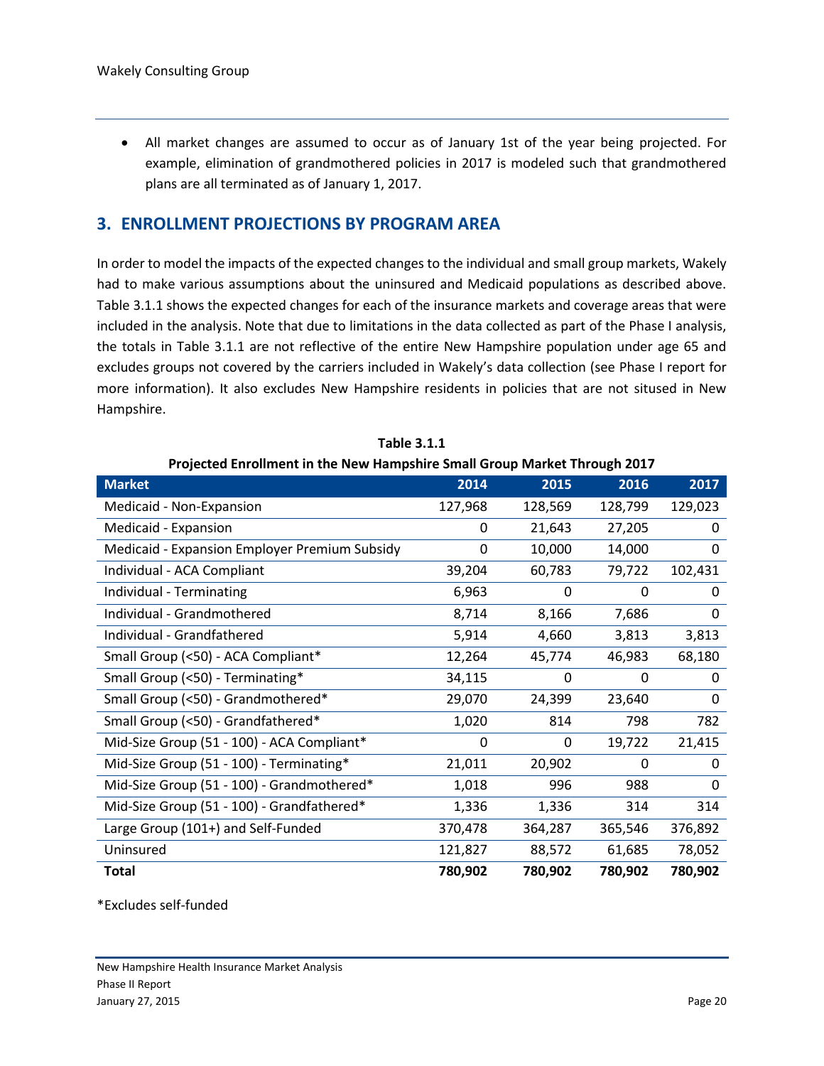- All market changes are assumed to occur as of January 1st of the year being projected. For example, elimination of grandmothered policies in 2017 is modeled such that grandmothered plans are all terminated as of January 1, 2017.

## 3. ENROLLMENT PROJECTIONS BY PROGRAM AREA

In order to model the impacts of the expected changes to the individual and small group markets, Wakely had to make various assumptions about the uninsured and Medicaid populations as described above. Table 3.1.1 shows the expected changes for each of the insurance markets and coverage areas that were included in the analysis. Note that due to limitations in the data collected as part of the Phase I analysis, the totals in Table 3.1.1 are not reflective of the entire New Hampshire population under age 65 and excludes groups not covered by the carriers included in Wakely's data collection (see Phase I report for more information). It also excludes New Hampshire residents in policies that are not sitused in New Hampshire.

**Table 3.1.1**
**Projected Enrollment in the New Hampshire Small Group Market Through 2017**

| Market | 2014 | 2015 | 2016 | 2017 |
|---|---|---|---|---|
| Medicaid - Non-Expansion | 127,968 | 128,569 | 128,799 | 129,023 |
| Medicaid - Expansion | 0 | 21,643 | 27,205 | 0 |
| Medicaid - Expansion Employer Premium Subsidy | 0 | 10,000 | 14,000 | 0 |
| Individual - ACA Compliant | 39,204 | 60,783 | 79,722 | 102,431 |
| Individual - Terminating | 6,963 | 0 | 0 | 0 |
| Individual - Grandmothered | 8,714 | 8,166 | 7,686 | 0 |
| Individual - Grandfathered | 5,914 | 4,660 | 3,813 | 3,813 |
| Small Group (<50) - ACA Compliant* | 12,264 | 45,774 | 46,983 | 68,180 |
| Small Group (<50) - Terminating* | 34,115 | 0 | 0 | 0 |
| Small Group (<50) - Grandmothered* | 29,070 | 24,399 | 23,640 | 0 |
| Small Group (<50) - Grandfathered* | 1,020 | 814 | 798 | 782 |
| Mid-Size Group (51 - 100) - ACA Compliant* | 0 | 0 | 19,722 | 21,415 |
| Mid-Size Group (51 - 100) - Terminating* | 21,011 | 20,902 | 0 | 0 |
| Mid-Size Group (51 - 100) - Grandmothered* | 1,018 | 996 | 988 | 0 |
| Mid-Size Group (51 - 100) - Grandfathered* | 1,336 | 1,336 | 314 | 314 |
| Large Group (101+) and Self-Funded | 370,478 | 364,287 | 365,546 | 376,892 |
| Uninsured | 121,827 | 88,572 | 61,685 | 78,052 |
| **Total** | **780,902** | **780,902** | **780,902** | **780,902** |

*Excludes self-funded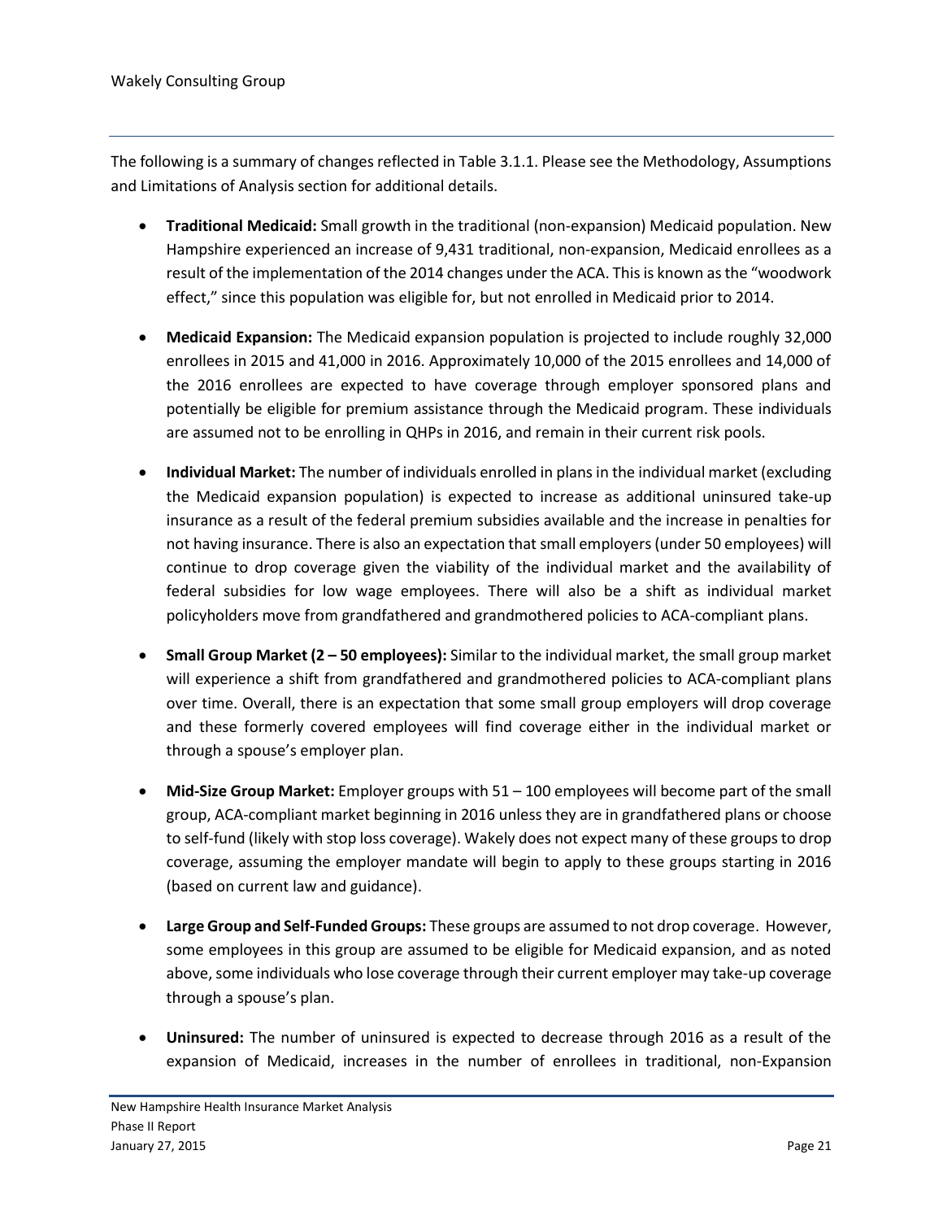The following is a summary of changes reflected in Table 3.1.1. Please see the Methodology, Assumptions and Limitations of Analysis section for additional details.

- **Traditional Medicaid:** Small growth in the traditional (non-expansion) Medicaid population. New Hampshire experienced an increase of 9,431 traditional, non-expansion, Medicaid enrollees as a result of the implementation of the 2014 changes under the ACA. This is known as the "woodwork effect," since this population was eligible for, but not enrolled in Medicaid prior to 2014.

- **Medicaid Expansion:** The Medicaid expansion population is projected to include roughly 32,000 enrollees in 2015 and 41,000 in 2016. Approximately 10,000 of the 2015 enrollees and 14,000 of the 2016 enrollees are expected to have coverage through employer sponsored plans and potentially be eligible for premium assistance through the Medicaid program. These individuals are assumed not to be enrolling in QHPs in 2016, and remain in their current risk pools.

- **Individual Market:** The number of individuals enrolled in plans in the individual market (excluding the Medicaid expansion population) is expected to increase as additional uninsured take-up insurance as a result of the federal premium subsidies available and the increase in penalties for not having insurance. There is also an expectation that small employers (under 50 employees) will continue to drop coverage given the viability of the individual market and the availability of federal subsidies for low wage employees. There will also be a shift as individual market policyholders move from grandfathered and grandmothered policies to ACA-compliant plans.

- **Small Group Market (2 – 50 employees):** Similar to the individual market, the small group market will experience a shift from grandfathered and grandmothered policies to ACA-compliant plans over time. Overall, there is an expectation that some small group employers will drop coverage and these formerly covered employees will find coverage either in the individual market or through a spouse's employer plan.

- **Mid-Size Group Market:** Employer groups with 51 – 100 employees will become part of the small group, ACA-compliant market beginning in 2016 unless they are in grandfathered plans or choose to self-fund (likely with stop loss coverage). Wakely does not expect many of these groups to drop coverage, assuming the employer mandate will begin to apply to these groups starting in 2016 (based on current law and guidance).

- **Large Group and Self-Funded Groups:** These groups are assumed to not drop coverage. However, some employees in this group are assumed to be eligible for Medicaid expansion, and as noted above, some individuals who lose coverage through their current employer may take-up coverage through a spouse's plan.

- **Uninsured:** The number of uninsured is expected to decrease through 2016 as a result of the expansion of Medicaid, increases in the number of enrollees in traditional, non-Expansion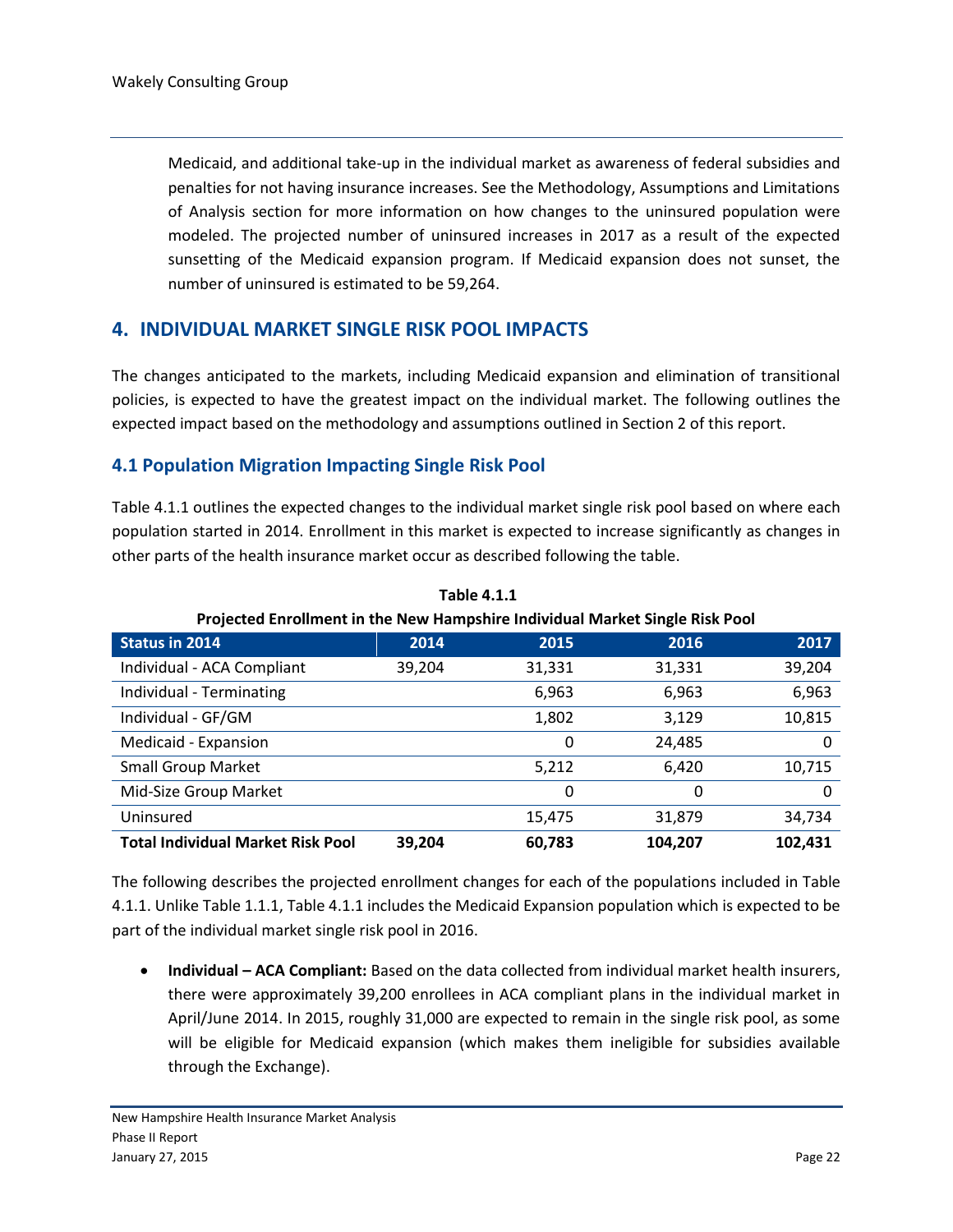Medicaid, and additional take-up in the individual market as awareness of federal subsidies and penalties for not having insurance increases. See the Methodology, Assumptions and Limitations of Analysis section for more information on how changes to the uninsured population were modeled. The projected number of uninsured increases in 2017 as a result of the expected sunsetting of the Medicaid expansion program. If Medicaid expansion does not sunset, the number of uninsured is estimated to be 59,264.

## 4. INDIVIDUAL MARKET SINGLE RISK POOL IMPACTS

The changes anticipated to the markets, including Medicaid expansion and elimination of transitional policies, is expected to have the greatest impact on the individual market. The following outlines the expected impact based on the methodology and assumptions outlined in Section 2 of this report.

### 4.1 Population Migration Impacting Single Risk Pool

Table 4.1.1 outlines the expected changes to the individual market single risk pool based on where each population started in 2014. Enrollment in this market is expected to increase significantly as changes in other parts of the health insurance market occur as described following the table.

**Table 4.1.1**
**Projected Enrollment in the New Hampshire Individual Market Single Risk Pool**

| Status in 2014 | 2014 | 2015 | 2016 | 2017 |
|---|---|---|---|---|
| Individual - ACA Compliant | 39,204 | 31,331 | 31,331 | 39,204 |
| Individual - Terminating | | 6,963 | 6,963 | 6,963 |
| Individual - GF/GM | | 1,802 | 3,129 | 10,815 |
| Medicaid - Expansion | | 0 | 24,485 | 0 |
| Small Group Market | | 5,212 | 6,420 | 10,715 |
| Mid-Size Group Market | | 0 | 0 | 0 |
| Uninsured | | 15,475 | 31,879 | 34,734 |
| **Total Individual Market Risk Pool** | **39,204** | **60,783** | **104,207** | **102,431** |

The following describes the projected enrollment changes for each of the populations included in Table 4.1.1. Unlike Table 1.1.1, Table 4.1.1 includes the Medicaid Expansion population which is expected to be part of the individual market single risk pool in 2016.

- **Individual – ACA Compliant:** Based on the data collected from individual market health insurers, there were approximately 39,200 enrollees in ACA compliant plans in the individual market in April/June 2014. In 2015, roughly 31,000 are expected to remain in the single risk pool, as some will be eligible for Medicaid expansion (which makes them ineligible for subsidies available through the Exchange).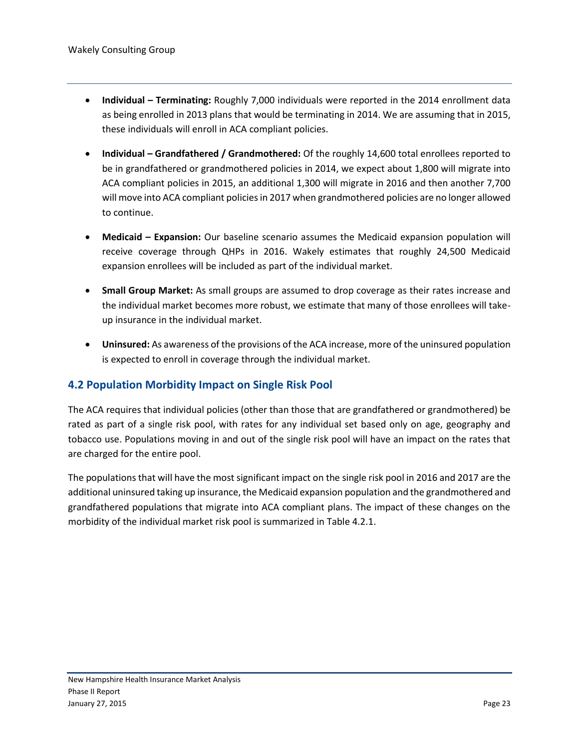- **Individual – Terminating:** Roughly 7,000 individuals were reported in the 2014 enrollment data as being enrolled in 2013 plans that would be terminating in 2014. We are assuming that in 2015, these individuals will enroll in ACA compliant policies.

- **Individual – Grandfathered / Grandmothered:** Of the roughly 14,600 total enrollees reported to be in grandfathered or grandmothered policies in 2014, we expect about 1,800 will migrate into ACA compliant policies in 2015, an additional 1,300 will migrate in 2016 and then another 7,700 will move into ACA compliant policies in 2017 when grandmothered policies are no longer allowed to continue.

- **Medicaid – Expansion:** Our baseline scenario assumes the Medicaid expansion population will receive coverage through QHPs in 2016. Wakely estimates that roughly 24,500 Medicaid expansion enrollees will be included as part of the individual market.

- **Small Group Market:** As small groups are assumed to drop coverage as their rates increase and the individual market becomes more robust, we estimate that many of those enrollees will take-up insurance in the individual market.

- **Uninsured:** As awareness of the provisions of the ACA increase, more of the uninsured population is expected to enroll in coverage through the individual market.

## 4.2 Population Morbidity Impact on Single Risk Pool

The ACA requires that individual policies (other than those that are grandfathered or grandmothered) be rated as part of a single risk pool, with rates for any individual set based only on age, geography and tobacco use. Populations moving in and out of the single risk pool will have an impact on the rates that are charged for the entire pool.

The populations that will have the most significant impact on the single risk pool in 2016 and 2017 are the additional uninsured taking up insurance, the Medicaid expansion population and the grandmothered and grandfathered populations that migrate into ACA compliant plans. The impact of these changes on the morbidity of the individual market risk pool is summarized in Table 4.2.1.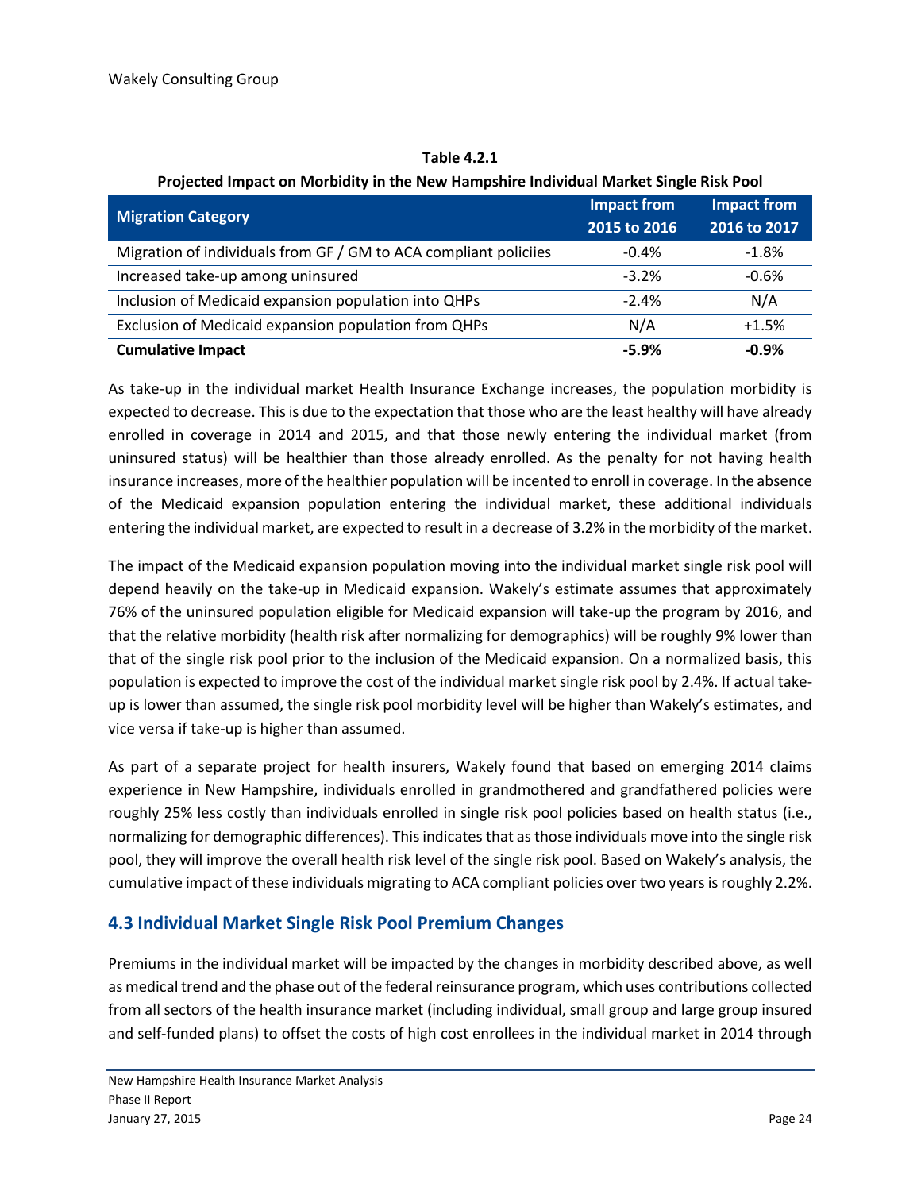**Table 4.2.1**
**Projected Impact on Morbidity in the New Hampshire Individual Market Single Risk Pool**

| Migration Category | Impact from 2015 to 2016 | Impact from 2016 to 2017 |
|---|---|---|
| Migration of individuals from GF / GM to ACA compliant policiies | -0.4% | -1.8% |
| Increased take-up among uninsured | -3.2% | -0.6% |
| Inclusion of Medicaid expansion population into QHPs | -2.4% | N/A |
| Exclusion of Medicaid expansion population from QHPs | N/A | +1.5% |
| **Cumulative Impact** | **-5.9%** | **-0.9%** |

As take-up in the individual market Health Insurance Exchange increases, the population morbidity is expected to decrease. This is due to the expectation that those who are the least healthy will have already enrolled in coverage in 2014 and 2015, and that those newly entering the individual market (from uninsured status) will be healthier than those already enrolled. As the penalty for not having health insurance increases, more of the healthier population will be incented to enroll in coverage. In the absence of the Medicaid expansion population entering the individual market, these additional individuals entering the individual market, are expected to result in a decrease of 3.2% in the morbidity of the market.

The impact of the Medicaid expansion population moving into the individual market single risk pool will depend heavily on the take-up in Medicaid expansion. Wakely's estimate assumes that approximately 76% of the uninsured population eligible for Medicaid expansion will take-up the program by 2016, and that the relative morbidity (health risk after normalizing for demographics) will be roughly 9% lower than that of the single risk pool prior to the inclusion of the Medicaid expansion. On a normalized basis, this population is expected to improve the cost of the individual market single risk pool by 2.4%. If actual take-up is lower than assumed, the single risk pool morbidity level will be higher than Wakely's estimates, and vice versa if take-up is higher than assumed.

As part of a separate project for health insurers, Wakely found that based on emerging 2014 claims experience in New Hampshire, individuals enrolled in grandmothered and grandfathered policies were roughly 25% less costly than individuals enrolled in single risk pool policies based on health status (i.e., normalizing for demographic differences). This indicates that as those individuals move into the single risk pool, they will improve the overall health risk level of the single risk pool. Based on Wakely's analysis, the cumulative impact of these individuals migrating to ACA compliant policies over two years is roughly 2.2%.

## 4.3 Individual Market Single Risk Pool Premium Changes

Premiums in the individual market will be impacted by the changes in morbidity described above, as well as medical trend and the phase out of the federal reinsurance program, which uses contributions collected from all sectors of the health insurance market (including individual, small group and large group insured and self-funded plans) to offset the costs of high cost enrollees in the individual market in 2014 through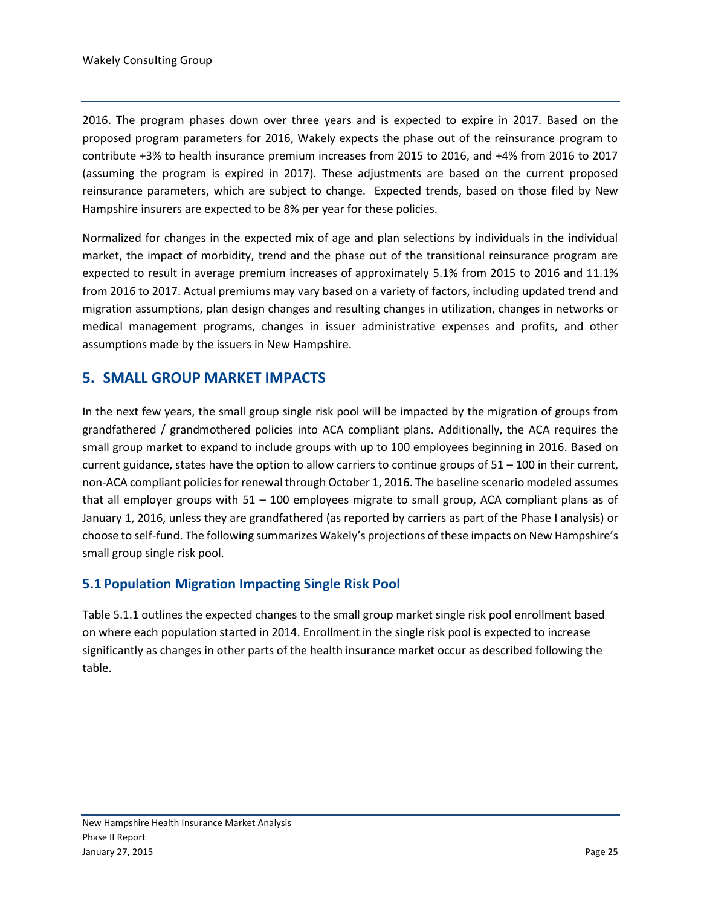2016. The program phases down over three years and is expected to expire in 2017. Based on the proposed program parameters for 2016, Wakely expects the phase out of the reinsurance program to contribute +3% to health insurance premium increases from 2015 to 2016, and +4% from 2016 to 2017 (assuming the program is expired in 2017). These adjustments are based on the current proposed reinsurance parameters, which are subject to change. Expected trends, based on those filed by New Hampshire insurers are expected to be 8% per year for these policies.

Normalized for changes in the expected mix of age and plan selections by individuals in the individual market, the impact of morbidity, trend and the phase out of the transitional reinsurance program are expected to result in average premium increases of approximately 5.1% from 2015 to 2016 and 11.1% from 2016 to 2017. Actual premiums may vary based on a variety of factors, including updated trend and migration assumptions, plan design changes and resulting changes in utilization, changes in networks or medical management programs, changes in issuer administrative expenses and profits, and other assumptions made by the issuers in New Hampshire.

## 5. SMALL GROUP MARKET IMPACTS

In the next few years, the small group single risk pool will be impacted by the migration of groups from grandfathered / grandmothered policies into ACA compliant plans. Additionally, the ACA requires the small group market to expand to include groups with up to 100 employees beginning in 2016. Based on current guidance, states have the option to allow carriers to continue groups of 51 – 100 in their current, non-ACA compliant policies for renewal through October 1, 2016. The baseline scenario modeled assumes that all employer groups with 51 – 100 employees migrate to small group, ACA compliant plans as of January 1, 2016, unless they are grandfathered (as reported by carriers as part of the Phase I analysis) or choose to self-fund. The following summarizes Wakely's projections of these impacts on New Hampshire's small group single risk pool.

### 5.1 Population Migration Impacting Single Risk Pool

Table 5.1.1 outlines the expected changes to the small group market single risk pool enrollment based on where each population started in 2014. Enrollment in the single risk pool is expected to increase significantly as changes in other parts of the health insurance market occur as described following the table.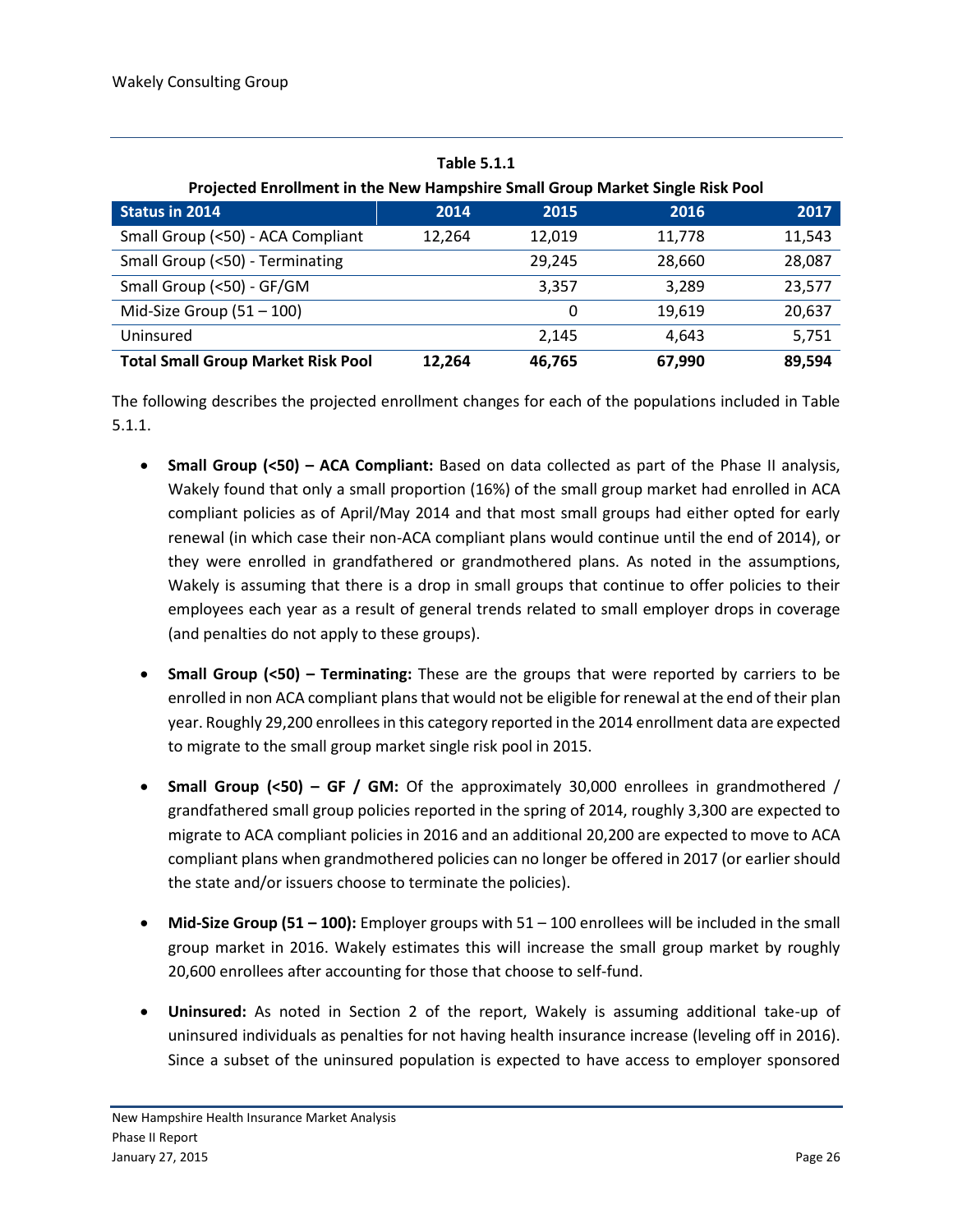**Table 5.1.1**
**Projected Enrollment in the New Hampshire Small Group Market Single Risk Pool**

| Status in 2014 | 2014 | 2015 | 2016 | 2017 |
|---|---|---|---|---|
| Small Group (<50) - ACA Compliant | 12,264 | 12,019 | 11,778 | 11,543 |
| Small Group (<50) - Terminating | | 29,245 | 28,660 | 28,087 |
| Small Group (<50) - GF/GM | | 3,357 | 3,289 | 23,577 |
| Mid-Size Group (51 – 100) | | 0 | 19,619 | 20,637 |
| Uninsured | | 2,145 | 4,643 | 5,751 |
| **Total Small Group Market Risk Pool** | **12,264** | **46,765** | **67,990** | **89,594** |

The following describes the projected enrollment changes for each of the populations included in Table 5.1.1.

- **Small Group (<50) – ACA Compliant:** Based on data collected as part of the Phase II analysis, Wakely found that only a small proportion (16%) of the small group market had enrolled in ACA compliant policies as of April/May 2014 and that most small groups had either opted for early renewal (in which case their non-ACA compliant plans would continue until the end of 2014), or they were enrolled in grandfathered or grandmothered plans. As noted in the assumptions, Wakely is assuming that there is a drop in small groups that continue to offer policies to their employees each year as a result of general trends related to small employer drops in coverage (and penalties do not apply to these groups).

- **Small Group (<50) – Terminating:** These are the groups that were reported by carriers to be enrolled in non ACA compliant plans that would not be eligible for renewal at the end of their plan year. Roughly 29,200 enrollees in this category reported in the 2014 enrollment data are expected to migrate to the small group market single risk pool in 2015.

- **Small Group (<50) – GF / GM:** Of the approximately 30,000 enrollees in grandmothered / grandfathered small group policies reported in the spring of 2014, roughly 3,300 are expected to migrate to ACA compliant policies in 2016 and an additional 20,200 are expected to move to ACA compliant plans when grandmothered policies can no longer be offered in 2017 (or earlier should the state and/or issuers choose to terminate the policies).

- **Mid-Size Group (51 – 100):** Employer groups with 51 – 100 enrollees will be included in the small group market in 2016. Wakely estimates this will increase the small group market by roughly 20,600 enrollees after accounting for those that choose to self-fund.

- **Uninsured:** As noted in Section 2 of the report, Wakely is assuming additional take-up of uninsured individuals as penalties for not having health insurance increase (leveling off in 2016). Since a subset of the uninsured population is expected to have access to employer sponsored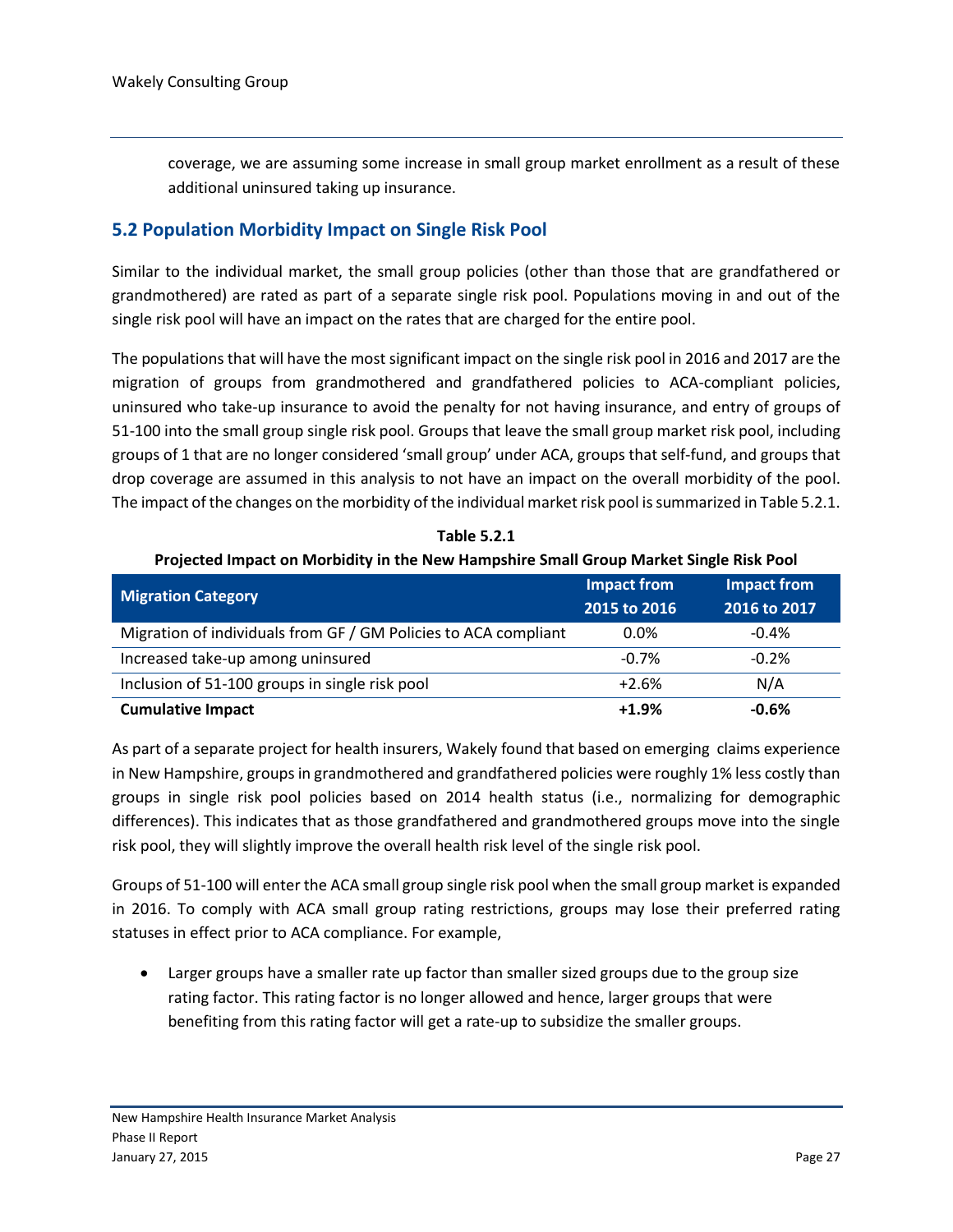coverage, we are assuming some increase in small group market enrollment as a result of these additional uninsured taking up insurance.

## 5.2 Population Morbidity Impact on Single Risk Pool

Similar to the individual market, the small group policies (other than those that are grandfathered or grandmothered) are rated as part of a separate single risk pool. Populations moving in and out of the single risk pool will have an impact on the rates that are charged for the entire pool.

The populations that will have the most significant impact on the single risk pool in 2016 and 2017 are the migration of groups from grandmothered and grandfathered policies to ACA-compliant policies, uninsured who take-up insurance to avoid the penalty for not having insurance, and entry of groups of 51-100 into the small group single risk pool. Groups that leave the small group market risk pool, including groups of 1 that are no longer considered 'small group' under ACA, groups that self-fund, and groups that drop coverage are assumed in this analysis to not have an impact on the overall morbidity of the pool. The impact of the changes on the morbidity of the individual market risk pool is summarized in Table 5.2.1.

**Table 5.2.1**

**Projected Impact on Morbidity in the New Hampshire Small Group Market Single Risk Pool**

| Migration Category | Impact from 2015 to 2016 | Impact from 2016 to 2017 |
|---|---|---|
| Migration of individuals from GF / GM Policies to ACA compliant | 0.0% | -0.4% |
| Increased take-up among uninsured | -0.7% | -0.2% |
| Inclusion of 51-100 groups in single risk pool | +2.6% | N/A |
| **Cumulative Impact** | **+1.9%** | **-0.6%** |

As part of a separate project for health insurers, Wakely found that based on emerging claims experience in New Hampshire, groups in grandmothered and grandfathered policies were roughly 1% less costly than groups in single risk pool policies based on 2014 health status (i.e., normalizing for demographic differences). This indicates that as those grandfathered and grandmothered groups move into the single risk pool, they will slightly improve the overall health risk level of the single risk pool.

Groups of 51-100 will enter the ACA small group single risk pool when the small group market is expanded in 2016. To comply with ACA small group rating restrictions, groups may lose their preferred rating statuses in effect prior to ACA compliance. For example,

- Larger groups have a smaller rate up factor than smaller sized groups due to the group size rating factor. This rating factor is no longer allowed and hence, larger groups that were benefiting from this rating factor will get a rate-up to subsidize the smaller groups.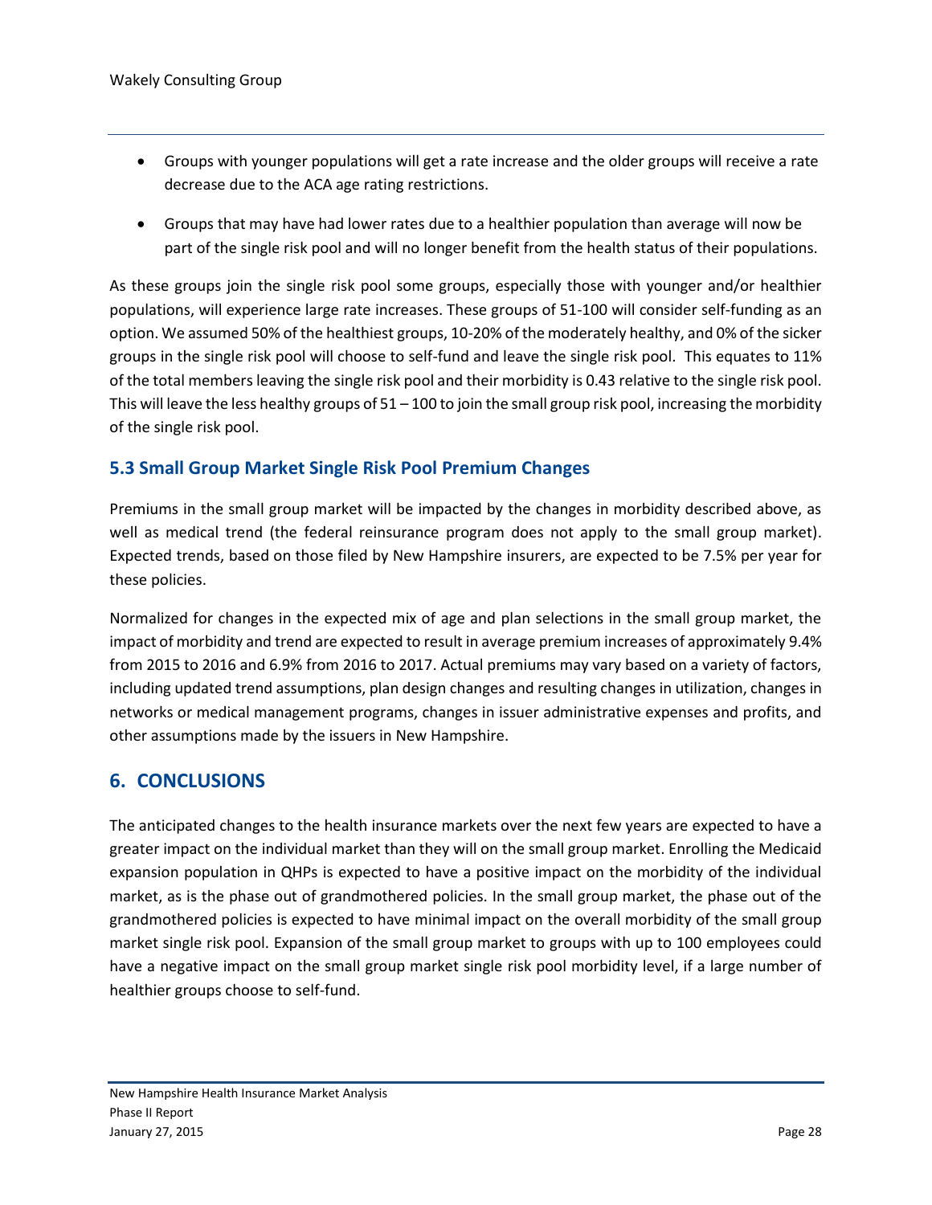- Groups with younger populations will get a rate increase and the older groups will receive a rate decrease due to the ACA age rating restrictions.
- Groups that may have had lower rates due to a healthier population than average will now be part of the single risk pool and will no longer benefit from the health status of their populations.

As these groups join the single risk pool some groups, especially those with younger and/or healthier populations, will experience large rate increases. These groups of 51-100 will consider self-funding as an option. We assumed 50% of the healthiest groups, 10-20% of the moderately healthy, and 0% of the sicker groups in the single risk pool will choose to self-fund and leave the single risk pool. This equates to 11% of the total members leaving the single risk pool and their morbidity is 0.43 relative to the single risk pool. This will leave the less healthy groups of 51 – 100 to join the small group risk pool, increasing the morbidity of the single risk pool.

### 5.3 Small Group Market Single Risk Pool Premium Changes

Premiums in the small group market will be impacted by the changes in morbidity described above, as well as medical trend (the federal reinsurance program does not apply to the small group market). Expected trends, based on those filed by New Hampshire insurers, are expected to be 7.5% per year for these policies.

Normalized for changes in the expected mix of age and plan selections in the small group market, the impact of morbidity and trend are expected to result in average premium increases of approximately 9.4% from 2015 to 2016 and 6.9% from 2016 to 2017. Actual premiums may vary based on a variety of factors, including updated trend assumptions, plan design changes and resulting changes in utilization, changes in networks or medical management programs, changes in issuer administrative expenses and profits, and other assumptions made by the issuers in New Hampshire.

## 6. CONCLUSIONS

The anticipated changes to the health insurance markets over the next few years are expected to have a greater impact on the individual market than they will on the small group market. Enrolling the Medicaid expansion population in QHPs is expected to have a positive impact on the morbidity of the individual market, as is the phase out of grandmothered policies. In the small group market, the phase out of the grandmothered policies is expected to have minimal impact on the overall morbidity of the small group market single risk pool. Expansion of the small group market to groups with up to 100 employees could have a negative impact on the small group market single risk pool morbidity level, if a large number of healthier groups choose to self-fund.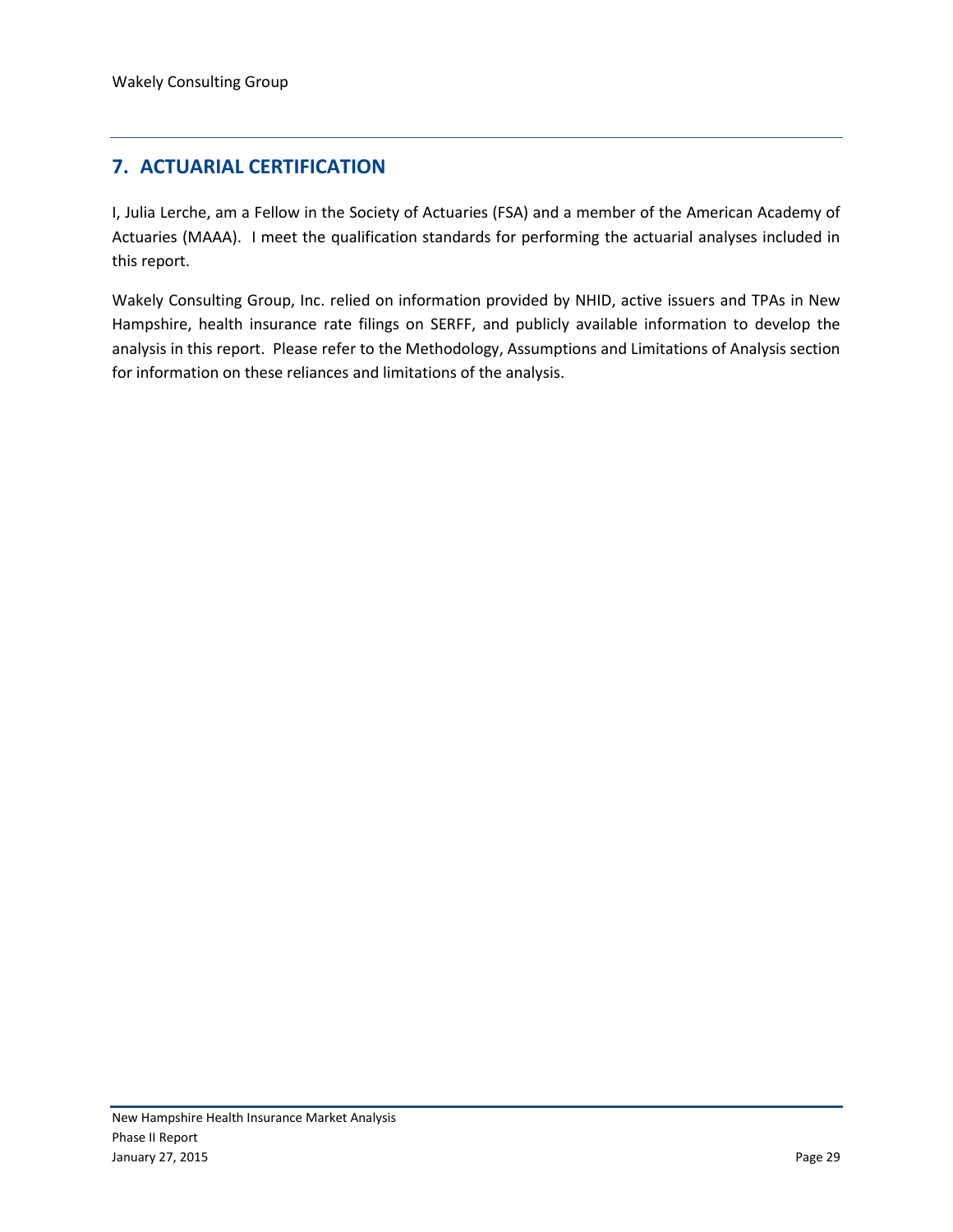## 7. ACTUARIAL CERTIFICATION

I, Julia Lerche, am a Fellow in the Society of Actuaries (FSA) and a member of the American Academy of Actuaries (MAAA). I meet the qualification standards for performing the actuarial analyses included in this report.

Wakely Consulting Group, Inc. relied on information provided by NHID, active issuers and TPAs in New Hampshire, health insurance rate filings on SERFF, and publicly available information to develop the analysis in this report. Please refer to the Methodology, Assumptions and Limitations of Analysis section for information on these reliances and limitations of the analysis.